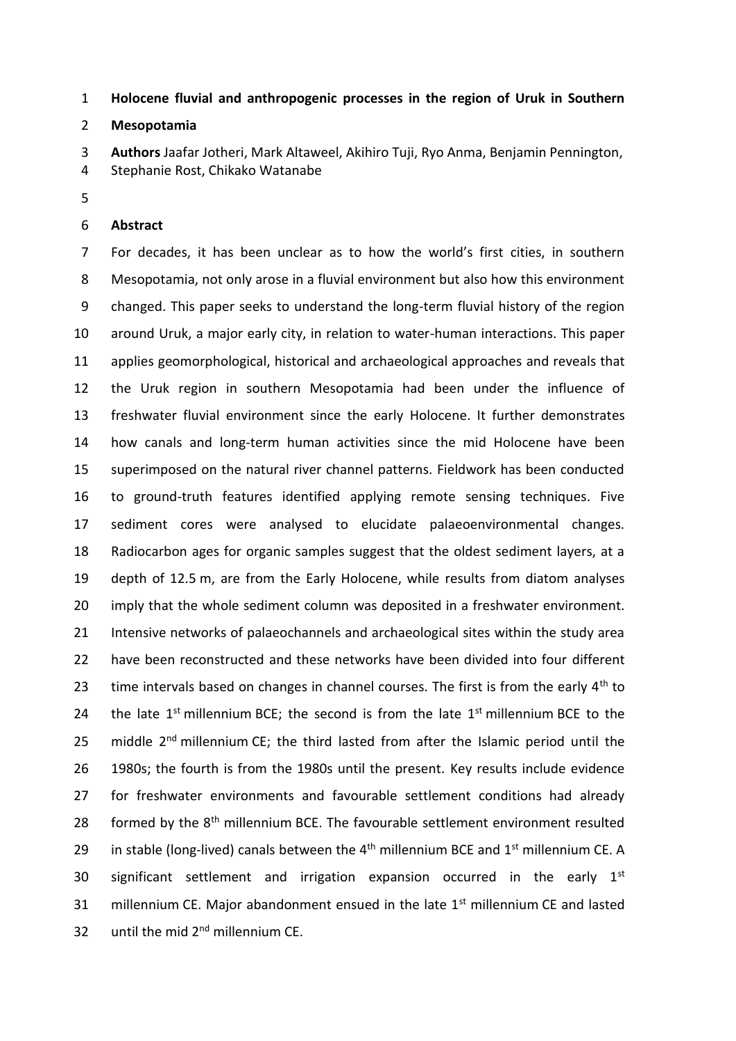# Holocene fluvial and anthropogenic processes in the region of Uruk in Southern Mesopotamia

**Authors** Jaafar Jotheri, Mark Altaweel, Akihiro Tuji, Ryo Anma, Benjamin Pennington, Stephanie Rost, Chikako Watanabe

## Abstract

For decades, it has been unclear as to how the world's first cities, in southern Mesopotamia, not only arose in a fluvial environment but also how this environment changed. This paper seeks to understand the long-term fluvial history of the region around Uruk, a major early city, in relation to water-human interactions. This paper applies geomorphological, historical and archaeological approaches and reveals that the Uruk region in southern Mesopotamia had been under the influence of freshwater fluvial environment since the early Holocene. It further demonstrates how canals and long-term human activities since the mid Holocene have been superimposed on the natural river channel patterns. Fieldwork has been conducted to ground-truth features identified applying remote sensing techniques. Five sediment cores were analysed to elucidate palaeoenvironmental changes. Radiocarbon ages for organic samples suggest that the oldest sediment layers, at a depth of 12.5 m, are from the Early Holocene, while results from diatom analyses imply that the whole sediment column was deposited in a freshwater environment. Intensive networks of palaeochannels and archaeological sites within the study area have been reconstructed and these networks have been divided into four different time intervals based on changes in channel courses. The first is from the early 4$^{th}$ to the late 1$^{st}$ millennium BCE; the second is from the late 1$^{st}$ millennium BCE to the middle 2$^{nd}$ millennium CE; the third lasted from after the Islamic period until the 1980s; the fourth is from the 1980s until the present. Key results include evidence for freshwater environments and favourable settlement conditions had already formed by the 8$^{th}$ millennium BCE. The favourable settlement environment resulted in stable (long-lived) canals between the 4$^{th}$ millennium BCE and 1$^{st}$ millennium CE. A significant settlement and irrigation expansion occurred in the early 1$^{st}$ millennium CE. Major abandonment ensued in the late 1$^{st}$ millennium CE and lasted until the mid 2$^{nd}$ millennium CE.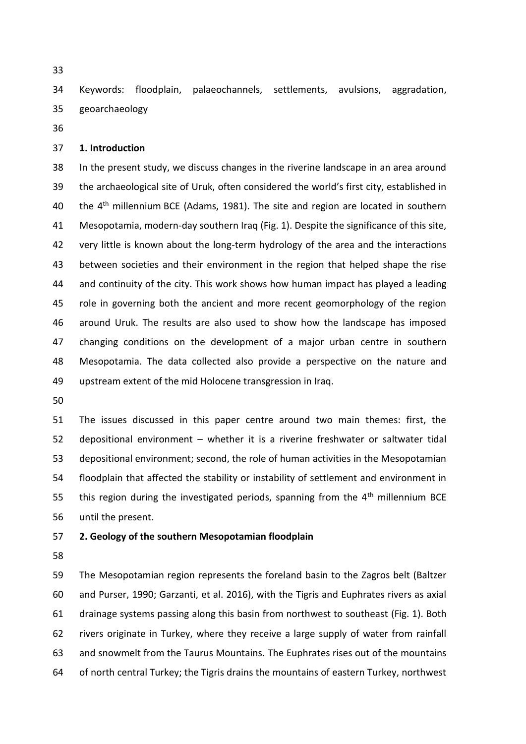Keywords: floodplain, palaeochannels, settlements, avulsions, aggradation, geoarchaeology

## 1. Introduction

In the present study, we discuss changes in the riverine landscape in an area around the archaeological site of Uruk, often considered the world's first city, established in the 4th millennium BCE (Adams, 1981). The site and region are located in southern Mesopotamia, modern-day southern Iraq (Fig. 1). Despite the significance of this site, very little is known about the long-term hydrology of the area and the interactions between societies and their environment in the region that helped shape the rise and continuity of the city. This work shows how human impact has played a leading role in governing both the ancient and more recent geomorphology of the region around Uruk. The results are also used to show how the landscape has imposed changing conditions on the development of a major urban centre in southern Mesopotamia. The data collected also provide a perspective on the nature and upstream extent of the mid Holocene transgression in Iraq.

The issues discussed in this paper centre around two main themes: first, the depositional environment – whether it is a riverine freshwater or saltwater tidal depositional environment; second, the role of human activities in the Mesopotamian floodplain that affected the stability or instability of settlement and environment in this region during the investigated periods, spanning from the 4th millennium BCE until the present.

## 2. Geology of the southern Mesopotamian floodplain

The Mesopotamian region represents the foreland basin to the Zagros belt (Baltzer and Purser, 1990; Garzanti, et al. 2016), with the Tigris and Euphrates rivers as axial drainage systems passing along this basin from northwest to southeast (Fig. 1). Both rivers originate in Turkey, where they receive a large supply of water from rainfall and snowmelt from the Taurus Mountains. The Euphrates rises out of the mountains of north central Turkey; the Tigris drains the mountains of eastern Turkey, northwest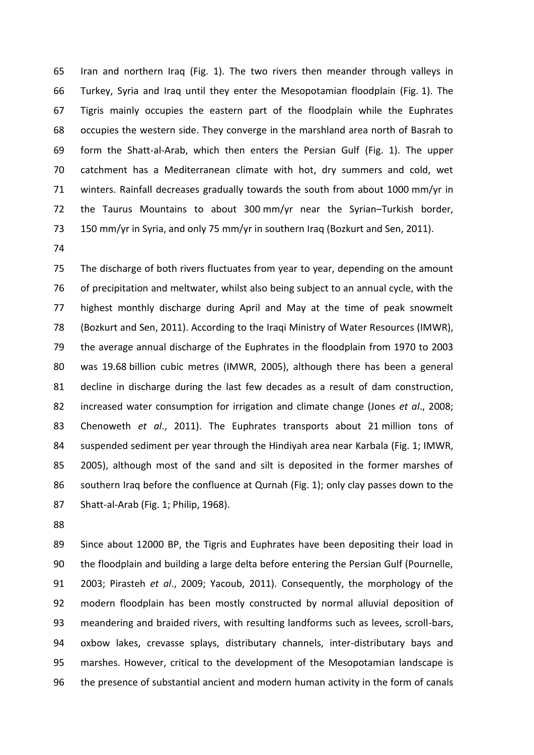Iran and northern Iraq (Fig. 1). The two rivers then meander through valleys in Turkey, Syria and Iraq until they enter the Mesopotamian floodplain (Fig. 1). The Tigris mainly occupies the eastern part of the floodplain while the Euphrates occupies the western side. They converge in the marshland area north of Basrah to form the Shatt-al-Arab, which then enters the Persian Gulf (Fig. 1). The upper catchment has a Mediterranean climate with hot, dry summers and cold, wet winters. Rainfall decreases gradually towards the south from about 1000 mm/yr in the Taurus Mountains to about 300 mm/yr near the Syrian–Turkish border, 150 mm/yr in Syria, and only 75 mm/yr in southern Iraq (Bozkurt and Sen, 2011).

The discharge of both rivers fluctuates from year to year, depending on the amount of precipitation and meltwater, whilst also being subject to an annual cycle, with the highest monthly discharge during April and May at the time of peak snowmelt (Bozkurt and Sen, 2011). According to the Iraqi Ministry of Water Resources (IMWR), the average annual discharge of the Euphrates in the floodplain from 1970 to 2003 was 19.68 billion cubic metres (IMWR, 2005), although there has been a general decline in discharge during the last few decades as a result of dam construction, increased water consumption for irrigation and climate change (Jones *et al*., 2008; Chenoweth *et al*., 2011). The Euphrates transports about 21 million tons of suspended sediment per year through the Hindiyah area near Karbala (Fig. 1; IMWR, 2005), although most of the sand and silt is deposited in the former marshes of southern Iraq before the confluence at Qurnah (Fig. 1); only clay passes down to the Shatt-al-Arab (Fig. 1; Philip, 1968).

Since about 12000 BP, the Tigris and Euphrates have been depositing their load in the floodplain and building a large delta before entering the Persian Gulf (Pournelle, 2003; Pirasteh *et al*., 2009; Yacoub, 2011). Consequently, the morphology of the modern floodplain has been mostly constructed by normal alluvial deposition of meandering and braided rivers, with resulting landforms such as levees, scroll-bars, oxbow lakes, crevasse splays, distributary channels, inter-distributary bays and marshes. However, critical to the development of the Mesopotamian landscape is the presence of substantial ancient and modern human activity in the form of canals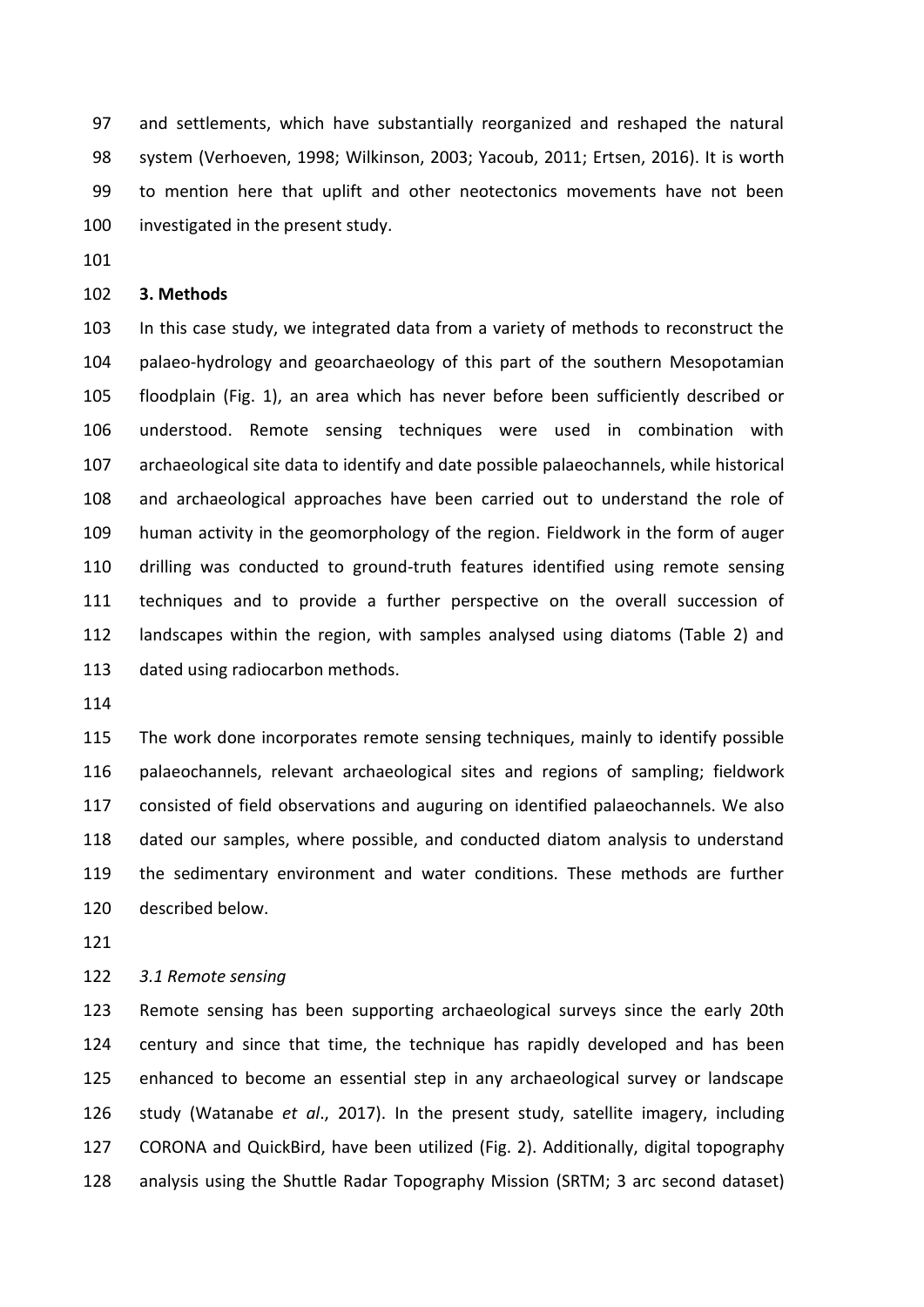and settlements, which have substantially reorganized and reshaped the natural system (Verhoeven, 1998; Wilkinson, 2003; Yacoub, 2011; Ertsen, 2016). It is worth to mention here that uplift and other neotectonics movements have not been investigated in the present study.

## 3. Methods

In this case study, we integrated data from a variety of methods to reconstruct the palaeo-hydrology and geoarchaeology of this part of the southern Mesopotamian floodplain (Fig. 1), an area which has never before been sufficiently described or understood. Remote sensing techniques were used in combination with archaeological site data to identify and date possible palaeochannels, while historical and archaeological approaches have been carried out to understand the role of human activity in the geomorphology of the region. Fieldwork in the form of auger drilling was conducted to ground-truth features identified using remote sensing techniques and to provide a further perspective on the overall succession of landscapes within the region, with samples analysed using diatoms (Table 2) and dated using radiocarbon methods.

The work done incorporates remote sensing techniques, mainly to identify possible palaeochannels, relevant archaeological sites and regions of sampling; fieldwork consisted of field observations and auguring on identified palaeochannels. We also dated our samples, where possible, and conducted diatom analysis to understand the sedimentary environment and water conditions. These methods are further described below.

### *3.1 Remote sensing*

Remote sensing has been supporting archaeological surveys since the early 20th century and since that time, the technique has rapidly developed and has been enhanced to become an essential step in any archaeological survey or landscape study (Watanabe *et al*., 2017). In the present study, satellite imagery, including CORONA and QuickBird, have been utilized (Fig. 2). Additionally, digital topography analysis using the Shuttle Radar Topography Mission (SRTM; 3 arc second dataset)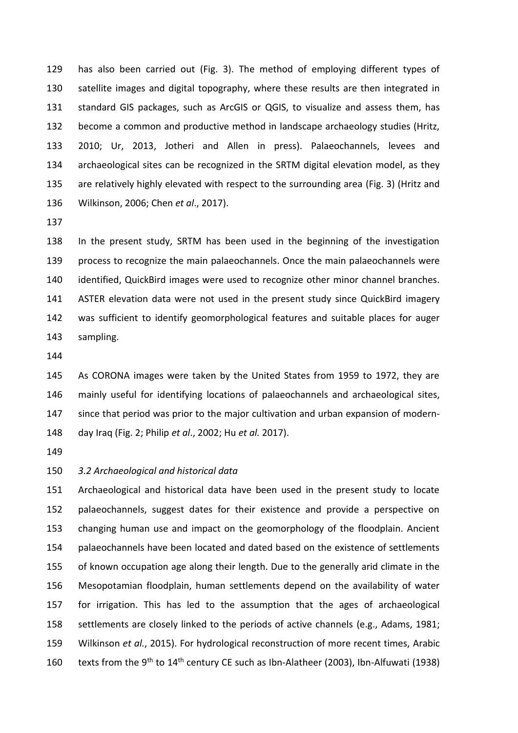has also been carried out (Fig. 3). The method of employing different types of satellite images and digital topography, where these results are then integrated in standard GIS packages, such as ArcGIS or QGIS, to visualize and assess them, has become a common and productive method in landscape archaeology studies (Hritz, 2010; Ur, 2013, Jotheri and Allen in press). Palaeochannels, levees and archaeological sites can be recognized in the SRTM digital elevation model, as they are relatively highly elevated with respect to the surrounding area (Fig. 3) (Hritz and Wilkinson, 2006; Chen *et al*., 2017).

In the present study, SRTM has been used in the beginning of the investigation process to recognize the main palaeochannels. Once the main palaeochannels were identified, QuickBird images were used to recognize other minor channel branches. ASTER elevation data were not used in the present study since QuickBird imagery was sufficient to identify geomorphological features and suitable places for auger sampling.

As CORONA images were taken by the United States from 1959 to 1972, they are mainly useful for identifying locations of palaeochannels and archaeological sites, since that period was prior to the major cultivation and urban expansion of modern-day Iraq (Fig. 2; Philip *et al*., 2002; Hu *et al.* 2017).

*3.2 Archaeological and historical data*

Archaeological and historical data have been used in the present study to locate palaeochannels, suggest dates for their existence and provide a perspective on changing human use and impact on the geomorphology of the floodplain. Ancient palaeochannels have been located and dated based on the existence of settlements of known occupation age along their length. Due to the generally arid climate in the Mesopotamian floodplain, human settlements depend on the availability of water for irrigation. This has led to the assumption that the ages of archaeological settlements are closely linked to the periods of active channels (e.g., Adams, 1981; Wilkinson *et al.*, 2015). For hydrological reconstruction of more recent times, Arabic texts from the 9th to 14th century CE such as Ibn-Alatheer (2003), Ibn-Alfuwati (1938)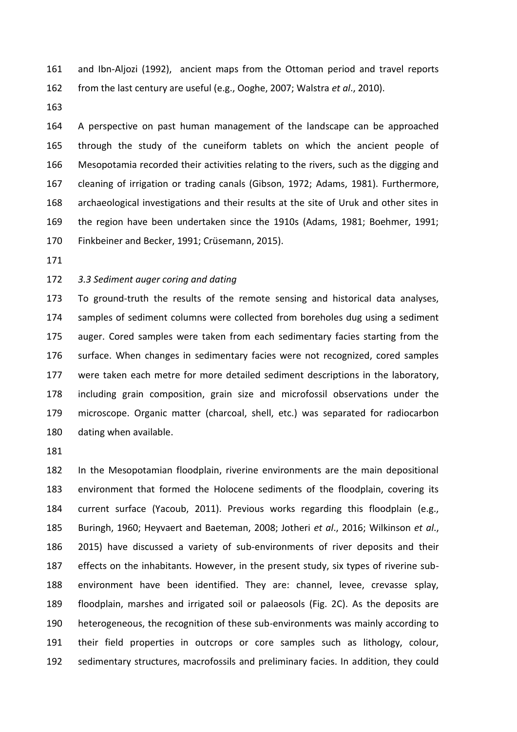and Ibn-Aljozi (1992), ancient maps from the Ottoman period and travel reports from the last century are useful (e.g., Ooghe, 2007; Walstra *et al*., 2010).

A perspective on past human management of the landscape can be approached through the study of the cuneiform tablets on which the ancient people of Mesopotamia recorded their activities relating to the rivers, such as the digging and cleaning of irrigation or trading canals (Gibson, 1972; Adams, 1981). Furthermore, archaeological investigations and their results at the site of Uruk and other sites in the region have been undertaken since the 1910s (Adams, 1981; Boehmer, 1991; Finkbeiner and Becker, 1991; Crüsemann, 2015).

### *3.3 Sediment auger coring and dating*

To ground-truth the results of the remote sensing and historical data analyses, samples of sediment columns were collected from boreholes dug using a sediment auger. Cored samples were taken from each sedimentary facies starting from the surface. When changes in sedimentary facies were not recognized, cored samples were taken each metre for more detailed sediment descriptions in the laboratory, including grain composition, grain size and microfossil observations under the microscope. Organic matter (charcoal, shell, etc.) was separated for radiocarbon dating when available.

In the Mesopotamian floodplain, riverine environments are the main depositional environment that formed the Holocene sediments of the floodplain, covering its current surface (Yacoub, 2011). Previous works regarding this floodplain (e.g., Buringh, 1960; Heyvaert and Baeteman, 2008; Jotheri *et al*., 2016; Wilkinson *et al*., 2015) have discussed a variety of sub-environments of river deposits and their effects on the inhabitants. However, in the present study, six types of riverine sub-environment have been identified. They are: channel, levee, crevasse splay, floodplain, marshes and irrigated soil or palaeosols (Fig. 2C). As the deposits are heterogeneous, the recognition of these sub-environments was mainly according to their field properties in outcrops or core samples such as lithology, colour, sedimentary structures, macrofossils and preliminary facies. In addition, they could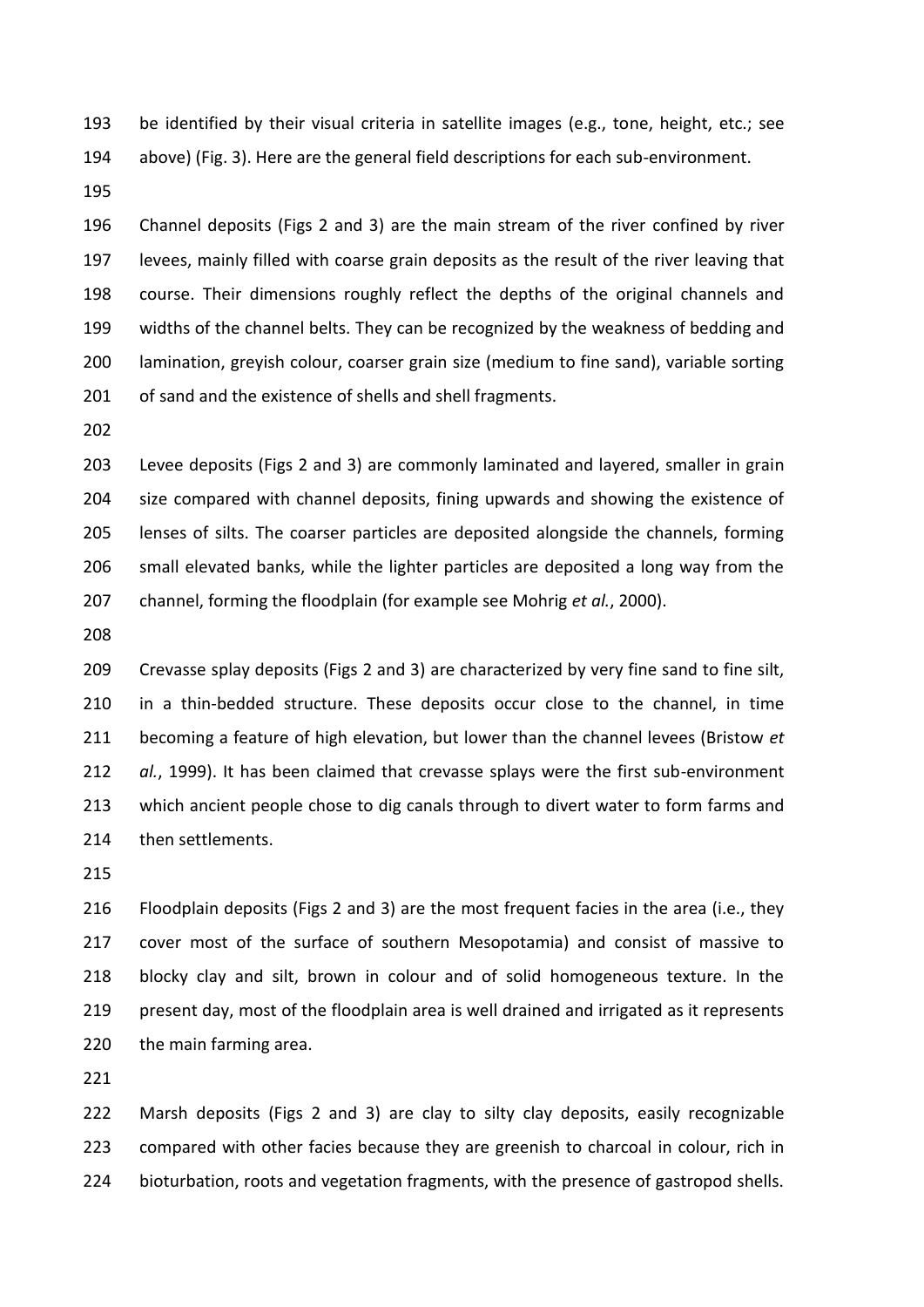be identified by their visual criteria in satellite images (e.g., tone, height, etc.; see above) (Fig. 3). Here are the general field descriptions for each sub-environment.

Channel deposits (Figs 2 and 3) are the main stream of the river confined by river levees, mainly filled with coarse grain deposits as the result of the river leaving that course. Their dimensions roughly reflect the depths of the original channels and widths of the channel belts. They can be recognized by the weakness of bedding and lamination, greyish colour, coarser grain size (medium to fine sand), variable sorting of sand and the existence of shells and shell fragments.

Levee deposits (Figs 2 and 3) are commonly laminated and layered, smaller in grain size compared with channel deposits, fining upwards and showing the existence of lenses of silts. The coarser particles are deposited alongside the channels, forming small elevated banks, while the lighter particles are deposited a long way from the channel, forming the floodplain (for example see Mohrig *et al.*, 2000).

Crevasse splay deposits (Figs 2 and 3) are characterized by very fine sand to fine silt, in a thin-bedded structure. These deposits occur close to the channel, in time becoming a feature of high elevation, but lower than the channel levees (Bristow *et al.*, 1999). It has been claimed that crevasse splays were the first sub-environment which ancient people chose to dig canals through to divert water to form farms and then settlements.

Floodplain deposits (Figs 2 and 3) are the most frequent facies in the area (i.e., they cover most of the surface of southern Mesopotamia) and consist of massive to blocky clay and silt, brown in colour and of solid homogeneous texture. In the present day, most of the floodplain area is well drained and irrigated as it represents the main farming area.

Marsh deposits (Figs 2 and 3) are clay to silty clay deposits, easily recognizable compared with other facies because they are greenish to charcoal in colour, rich in bioturbation, roots and vegetation fragments, with the presence of gastropod shells.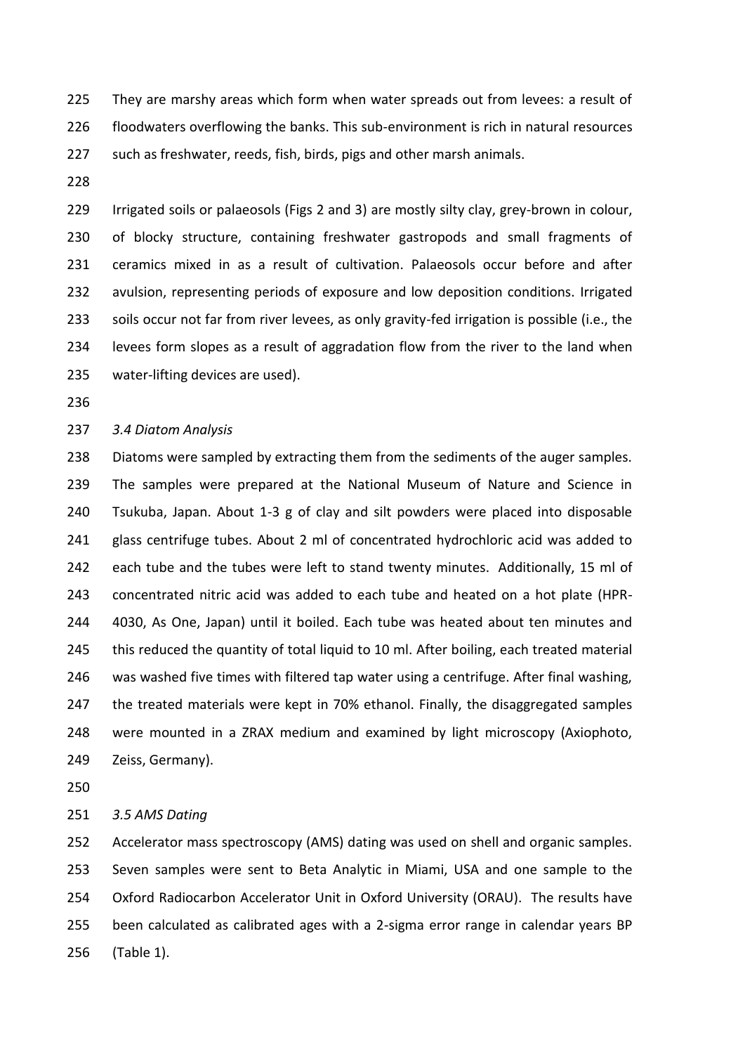They are marshy areas which form when water spreads out from levees: a result of floodwaters overflowing the banks. This sub-environment is rich in natural resources such as freshwater, reeds, fish, birds, pigs and other marsh animals.

Irrigated soils or palaeosols (Figs 2 and 3) are mostly silty clay, grey-brown in colour, of blocky structure, containing freshwater gastropods and small fragments of ceramics mixed in as a result of cultivation. Palaeosols occur before and after avulsion, representing periods of exposure and low deposition conditions. Irrigated soils occur not far from river levees, as only gravity-fed irrigation is possible (i.e., the levees form slopes as a result of aggradation flow from the river to the land when water-lifting devices are used).

### *3.4 Diatom Analysis*

Diatoms were sampled by extracting them from the sediments of the auger samples. The samples were prepared at the National Museum of Nature and Science in Tsukuba, Japan. About 1-3 g of clay and silt powders were placed into disposable glass centrifuge tubes. About 2 ml of concentrated hydrochloric acid was added to each tube and the tubes were left to stand twenty minutes. Additionally, 15 ml of concentrated nitric acid was added to each tube and heated on a hot plate (HPR-4030, As One, Japan) until it boiled. Each tube was heated about ten minutes and this reduced the quantity of total liquid to 10 ml. After boiling, each treated material was washed five times with filtered tap water using a centrifuge. After final washing, the treated materials were kept in 70% ethanol. Finally, the disaggregated samples were mounted in a ZRAX medium and examined by light microscopy (Axiophoto, Zeiss, Germany).

### *3.5 AMS Dating*

Accelerator mass spectroscopy (AMS) dating was used on shell and organic samples. Seven samples were sent to Beta Analytic in Miami, USA and one sample to the Oxford Radiocarbon Accelerator Unit in Oxford University (ORAU). The results have been calculated as calibrated ages with a 2-sigma error range in calendar years BP (Table 1).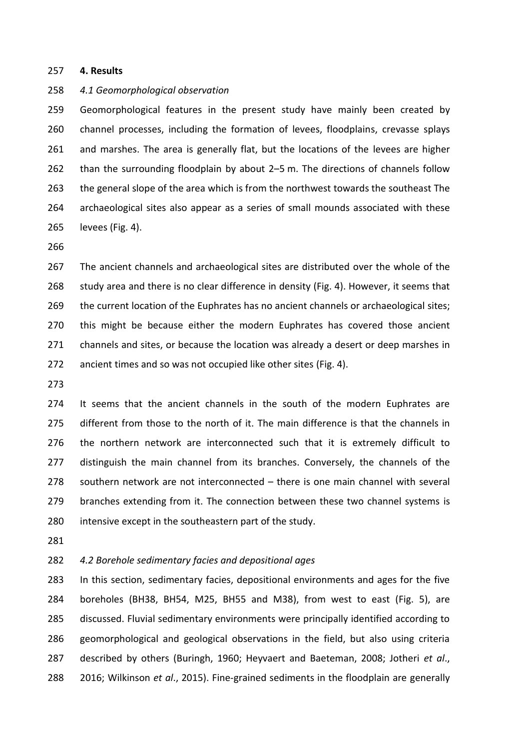## 4. Results

### *4.1 Geomorphological observation*

Geomorphological features in the present study have mainly been created by channel processes, including the formation of levees, floodplains, crevasse splays and marshes. The area is generally flat, but the locations of the levees are higher than the surrounding floodplain by about 2–5 m. The directions of channels follow the general slope of the area which is from the northwest towards the southeast The archaeological sites also appear as a series of small mounds associated with these levees (Fig. 4).

The ancient channels and archaeological sites are distributed over the whole of the study area and there is no clear difference in density (Fig. 4). However, it seems that the current location of the Euphrates has no ancient channels or archaeological sites; this might be because either the modern Euphrates has covered those ancient channels and sites, or because the location was already a desert or deep marshes in ancient times and so was not occupied like other sites (Fig. 4).

It seems that the ancient channels in the south of the modern Euphrates are different from those to the north of it. The main difference is that the channels in the northern network are interconnected such that it is extremely difficult to distinguish the main channel from its branches. Conversely, the channels of the southern network are not interconnected – there is one main channel with several branches extending from it. The connection between these two channel systems is intensive except in the southeastern part of the study.

### *4.2 Borehole sedimentary facies and depositional ages*

In this section, sedimentary facies, depositional environments and ages for the five boreholes (BH38, BH54, M25, BH55 and M38), from west to east (Fig. 5), are discussed. Fluvial sedimentary environments were principally identified according to geomorphological and geological observations in the field, but also using criteria described by others (Buringh, 1960; Heyvaert and Baeteman, 2008; Jotheri *et al*., 2016; Wilkinson *et al*., 2015). Fine-grained sediments in the floodplain are generally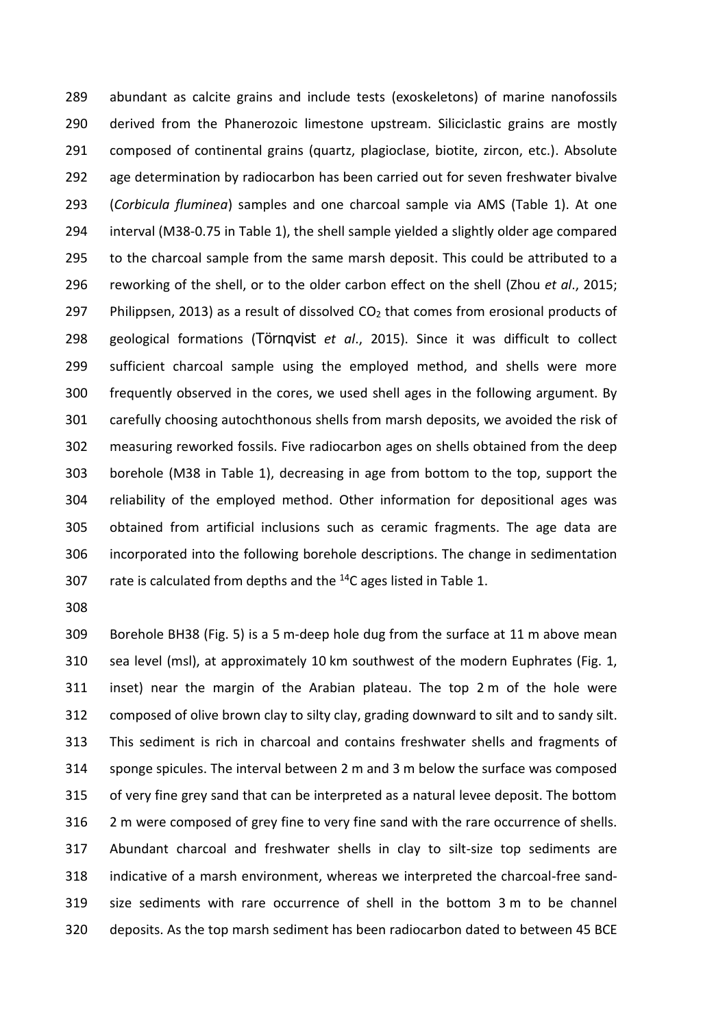abundant as calcite grains and include tests (exoskeletons) of marine nanofossils derived from the Phanerozoic limestone upstream. Siliciclastic grains are mostly composed of continental grains (quartz, plagioclase, biotite, zircon, etc.). Absolute age determination by radiocarbon has been carried out for seven freshwater bivalve (*Corbicula fluminea*) samples and one charcoal sample via AMS (Table 1). At one interval (M38-0.75 in Table 1), the shell sample yielded a slightly older age compared to the charcoal sample from the same marsh deposit. This could be attributed to a reworking of the shell, or to the older carbon effect on the shell (Zhou *et al*., 2015; Philippsen, 2013) as a result of dissolved $CO_2$ that comes from erosional products of geological formations (Törnqvist *et al*., 2015). Since it was difficult to collect sufficient charcoal sample using the employed method, and shells were more frequently observed in the cores, we used shell ages in the following argument. By carefully choosing autochthonous shells from marsh deposits, we avoided the risk of measuring reworked fossils. Five radiocarbon ages on shells obtained from the deep borehole (M38 in Table 1), decreasing in age from bottom to the top, support the reliability of the employed method. Other information for depositional ages was obtained from artificial inclusions such as ceramic fragments. The age data are incorporated into the following borehole descriptions. The change in sedimentation rate is calculated from depths and the $^{14}C$ ages listed in Table 1.

Borehole BH38 (Fig. 5) is a 5 m-deep hole dug from the surface at 11 m above mean sea level (msl), at approximately 10 km southwest of the modern Euphrates (Fig. 1, inset) near the margin of the Arabian plateau. The top 2 m of the hole were composed of olive brown clay to silty clay, grading downward to silt and to sandy silt. This sediment is rich in charcoal and contains freshwater shells and fragments of sponge spicules. The interval between 2 m and 3 m below the surface was composed of very fine grey sand that can be interpreted as a natural levee deposit. The bottom 2 m were composed of grey fine to very fine sand with the rare occurrence of shells. Abundant charcoal and freshwater shells in clay to silt-size top sediments are indicative of a marsh environment, whereas we interpreted the charcoal-free sand-size sediments with rare occurrence of shell in the bottom 3 m to be channel deposits. As the top marsh sediment has been radiocarbon dated to between 45 BCE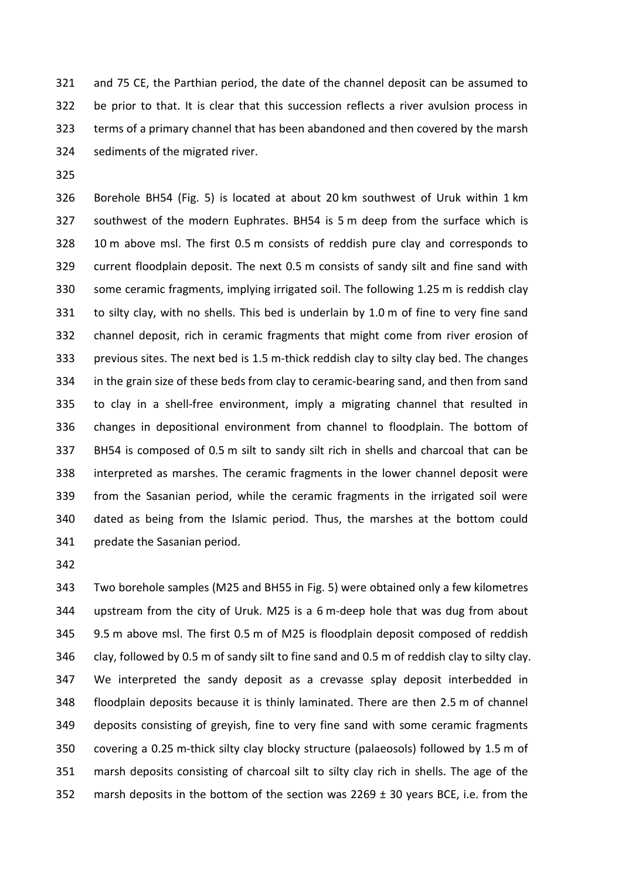and 75 CE, the Parthian period, the date of the channel deposit can be assumed to be prior to that. It is clear that this succession reflects a river avulsion process in terms of a primary channel that has been abandoned and then covered by the marsh sediments of the migrated river.

Borehole BH54 (Fig. 5) is located at about 20 km southwest of Uruk within 1 km southwest of the modern Euphrates. BH54 is 5 m deep from the surface which is 10 m above msl. The first 0.5 m consists of reddish pure clay and corresponds to current floodplain deposit. The next 0.5 m consists of sandy silt and fine sand with some ceramic fragments, implying irrigated soil. The following 1.25 m is reddish clay to silty clay, with no shells. This bed is underlain by 1.0 m of fine to very fine sand channel deposit, rich in ceramic fragments that might come from river erosion of previous sites. The next bed is 1.5 m-thick reddish clay to silty clay bed. The changes in the grain size of these beds from clay to ceramic-bearing sand, and then from sand to clay in a shell-free environment, imply a migrating channel that resulted in changes in depositional environment from channel to floodplain. The bottom of BH54 is composed of 0.5 m silt to sandy silt rich in shells and charcoal that can be interpreted as marshes. The ceramic fragments in the lower channel deposit were from the Sasanian period, while the ceramic fragments in the irrigated soil were dated as being from the Islamic period. Thus, the marshes at the bottom could predate the Sasanian period.

Two borehole samples (M25 and BH55 in Fig. 5) were obtained only a few kilometres upstream from the city of Uruk. M25 is a 6 m-deep hole that was dug from about 9.5 m above msl. The first 0.5 m of M25 is floodplain deposit composed of reddish clay, followed by 0.5 m of sandy silt to fine sand and 0.5 m of reddish clay to silty clay. We interpreted the sandy deposit as a crevasse splay deposit interbedded in floodplain deposits because it is thinly laminated. There are then 2.5 m of channel deposits consisting of greyish, fine to very fine sand with some ceramic fragments covering a 0.25 m-thick silty clay blocky structure (palaeosols) followed by 1.5 m of marsh deposits consisting of charcoal silt to silty clay rich in shells. The age of the marsh deposits in the bottom of the section was 2269 ± 30 years BCE, i.e. from the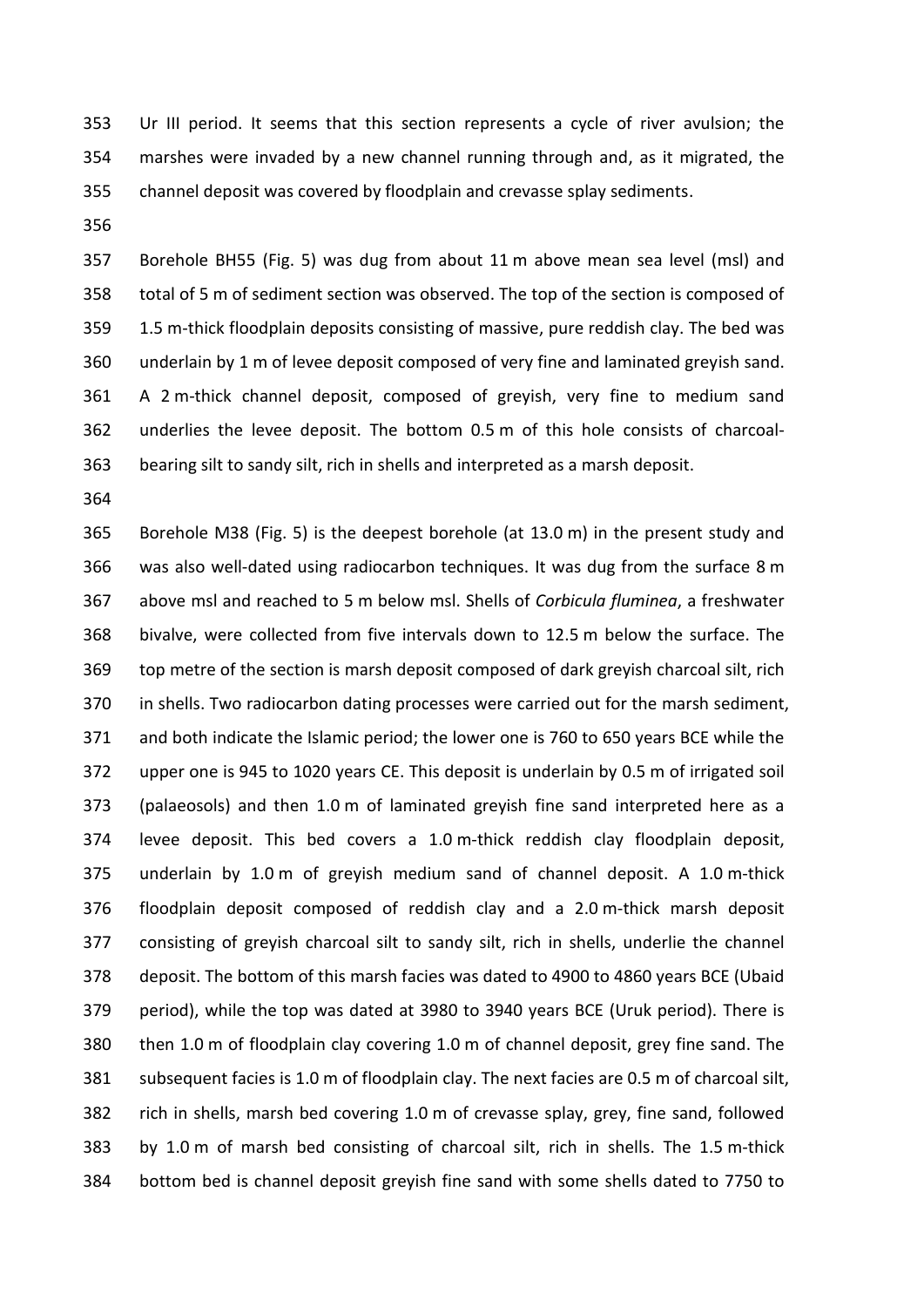Ur III period. It seems that this section represents a cycle of river avulsion; the marshes were invaded by a new channel running through and, as it migrated, the channel deposit was covered by floodplain and crevasse splay sediments.

Borehole BH55 (Fig. 5) was dug from about 11 m above mean sea level (msl) and total of 5 m of sediment section was observed. The top of the section is composed of 1.5 m-thick floodplain deposits consisting of massive, pure reddish clay. The bed was underlain by 1 m of levee deposit composed of very fine and laminated greyish sand. A 2 m-thick channel deposit, composed of greyish, very fine to medium sand underlies the levee deposit. The bottom 0.5 m of this hole consists of charcoal-bearing silt to sandy silt, rich in shells and interpreted as a marsh deposit.

Borehole M38 (Fig. 5) is the deepest borehole (at 13.0 m) in the present study and was also well-dated using radiocarbon techniques. It was dug from the surface 8 m above msl and reached to 5 m below msl. Shells of *Corbicula fluminea*, a freshwater bivalve, were collected from five intervals down to 12.5 m below the surface. The top metre of the section is marsh deposit composed of dark greyish charcoal silt, rich in shells. Two radiocarbon dating processes were carried out for the marsh sediment, and both indicate the Islamic period; the lower one is 760 to 650 years BCE while the upper one is 945 to 1020 years CE. This deposit is underlain by 0.5 m of irrigated soil (palaeosols) and then 1.0 m of laminated greyish fine sand interpreted here as a levee deposit. This bed covers a 1.0 m-thick reddish clay floodplain deposit, underlain by 1.0 m of greyish medium sand of channel deposit. A 1.0 m-thick floodplain deposit composed of reddish clay and a 2.0 m-thick marsh deposit consisting of greyish charcoal silt to sandy silt, rich in shells, underlie the channel deposit. The bottom of this marsh facies was dated to 4900 to 4860 years BCE (Ubaid period), while the top was dated at 3980 to 3940 years BCE (Uruk period). There is then 1.0 m of floodplain clay covering 1.0 m of channel deposit, grey fine sand. The subsequent facies is 1.0 m of floodplain clay. The next facies are 0.5 m of charcoal silt, rich in shells, marsh bed covering 1.0 m of crevasse splay, grey, fine sand, followed by 1.0 m of marsh bed consisting of charcoal silt, rich in shells. The 1.5 m-thick bottom bed is channel deposit greyish fine sand with some shells dated to 7750 to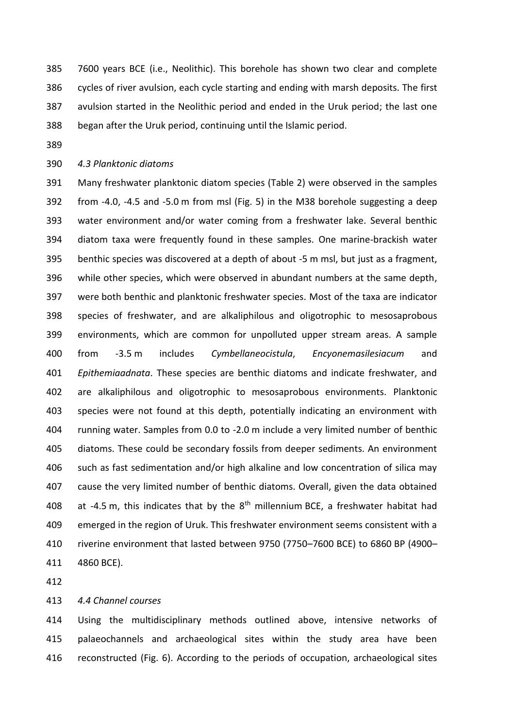7600 years BCE (i.e., Neolithic). This borehole has shown two clear and complete cycles of river avulsion, each cycle starting and ending with marsh deposits. The first avulsion started in the Neolithic period and ended in the Uruk period; the last one began after the Uruk period, continuing until the Islamic period.

### *4.3 Planktonic diatoms*

Many freshwater planktonic diatom species (Table 2) were observed in the samples from -4.0, -4.5 and -5.0 m from msl (Fig. 5) in the M38 borehole suggesting a deep water environment and/or water coming from a freshwater lake. Several benthic diatom taxa were frequently found in these samples. One marine-brackish water benthic species was discovered at a depth of about -5 m msl, but just as a fragment, while other species, which were observed in abundant numbers at the same depth, were both benthic and planktonic freshwater species. Most of the taxa are indicator species of freshwater, and are alkaliphilous and oligotrophic to mesosaprobous environments, which are common for unpolluted upper stream areas. A sample from -3.5 m includes *Cymbellaneocistula*, *Encyonemasilesiacum* and *Epithemiaadnata*. These species are benthic diatoms and indicate freshwater, and are alkaliphilous and oligotrophic to mesosaprobous environments. Planktonic species were not found at this depth, potentially indicating an environment with running water. Samples from 0.0 to -2.0 m include a very limited number of benthic diatoms. These could be secondary fossils from deeper sediments. An environment such as fast sedimentation and/or high alkaline and low concentration of silica may cause the very limited number of benthic diatoms. Overall, given the data obtained at -4.5 m, this indicates that by the 8th millennium BCE, a freshwater habitat had emerged in the region of Uruk. This freshwater environment seems consistent with a riverine environment that lasted between 9750 (7750–7600 BCE) to 6860 BP (4900–4860 BCE).

### *4.4 Channel courses*

Using the multidisciplinary methods outlined above, intensive networks of palaeochannels and archaeological sites within the study area have been reconstructed (Fig. 6). According to the periods of occupation, archaeological sites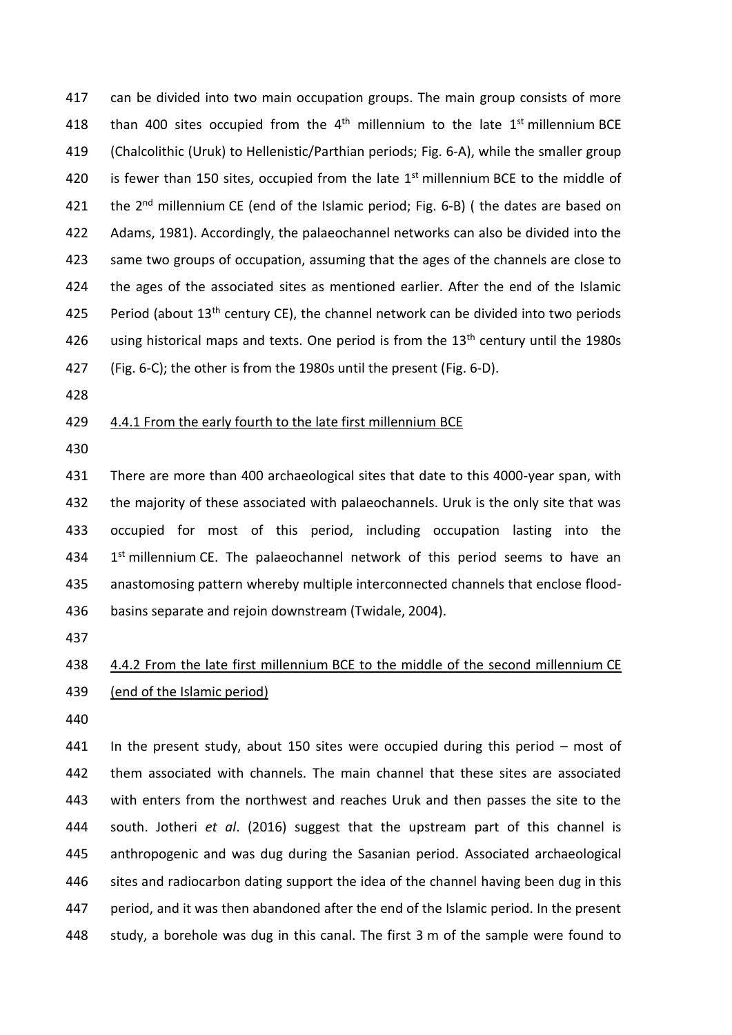can be divided into two main occupation groups. The main group consists of more than 400 sites occupied from the $4^{th}$ millennium to the late $1^{st}$ millennium BCE (Chalcolithic (Uruk) to Hellenistic/Parthian periods; Fig. 6-A), while the smaller group is fewer than 150 sites, occupied from the late $1^{st}$ millennium BCE to the middle of the $2^{nd}$ millennium CE (end of the Islamic period; Fig. 6-B) ( the dates are based on Adams, 1981). Accordingly, the palaeochannel networks can also be divided into the same two groups of occupation, assuming that the ages of the channels are close to the ages of the associated sites as mentioned earlier. After the end of the Islamic Period (about $13^{th}$ century CE), the channel network can be divided into two periods using historical maps and texts. One period is from the $13^{th}$ century until the 1980s (Fig. 6-C); the other is from the 1980s until the present (Fig. 6-D).

### 4.4.1 From the early fourth to the late first millennium BCE

There are more than 400 archaeological sites that date to this 4000-year span, with the majority of these associated with palaeochannels. Uruk is the only site that was occupied for most of this period, including occupation lasting into the $1^{st}$ millennium CE. The palaeochannel network of this period seems to have an anastomosing pattern whereby multiple interconnected channels that enclose flood-basins separate and rejoin downstream (Twidale, 2004).

### 4.4.2 From the late first millennium BCE to the middle of the second millennium CE (end of the Islamic period)

In the present study, about 150 sites were occupied during this period – most of them associated with channels. The main channel that these sites are associated with enters from the northwest and reaches Uruk and then passes the site to the south. Jotheri *et al*. (2016) suggest that the upstream part of this channel is anthropogenic and was dug during the Sasanian period. Associated archaeological sites and radiocarbon dating support the idea of the channel having been dug in this period, and it was then abandoned after the end of the Islamic period. In the present study, a borehole was dug in this canal. The first 3 m of the sample were found to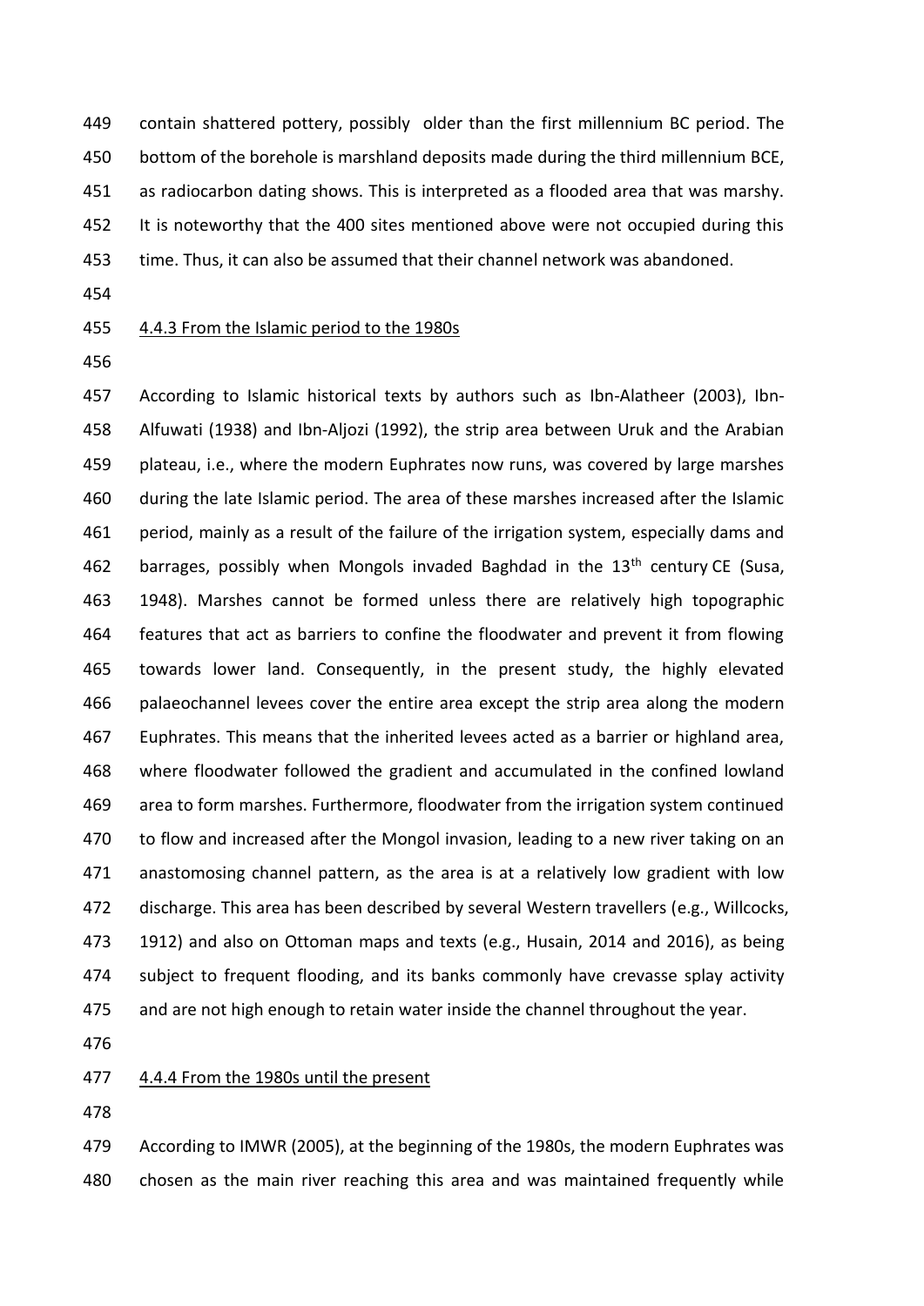contain shattered pottery, possibly older than the first millennium BC period. The bottom of the borehole is marshland deposits made during the third millennium BCE, as radiocarbon dating shows. This is interpreted as a flooded area that was marshy. It is noteworthy that the 400 sites mentioned above were not occupied during this time. Thus, it can also be assumed that their channel network was abandoned.

### 4.4.3 From the Islamic period to the 1980s

According to Islamic historical texts by authors such as Ibn-Alatheer (2003), Ibn-Alfuwati (1938) and Ibn-Aljozi (1992), the strip area between Uruk and the Arabian plateau, i.e., where the modern Euphrates now runs, was covered by large marshes during the late Islamic period. The area of these marshes increased after the Islamic period, mainly as a result of the failure of the irrigation system, especially dams and barrages, possibly when Mongols invaded Baghdad in the 13th century CE (Susa, 1948). Marshes cannot be formed unless there are relatively high topographic features that act as barriers to confine the floodwater and prevent it from flowing towards lower land. Consequently, in the present study, the highly elevated palaeochannel levees cover the entire area except the strip area along the modern Euphrates. This means that the inherited levees acted as a barrier or highland area, where floodwater followed the gradient and accumulated in the confined lowland area to form marshes. Furthermore, floodwater from the irrigation system continued to flow and increased after the Mongol invasion, leading to a new river taking on an anastomosing channel pattern, as the area is at a relatively low gradient with low discharge. This area has been described by several Western travellers (e.g., Willcocks, 1912) and also on Ottoman maps and texts (e.g., Husain, 2014 and 2016), as being subject to frequent flooding, and its banks commonly have crevasse splay activity and are not high enough to retain water inside the channel throughout the year.

### 4.4.4 From the 1980s until the present

According to IMWR (2005), at the beginning of the 1980s, the modern Euphrates was chosen as the main river reaching this area and was maintained frequently while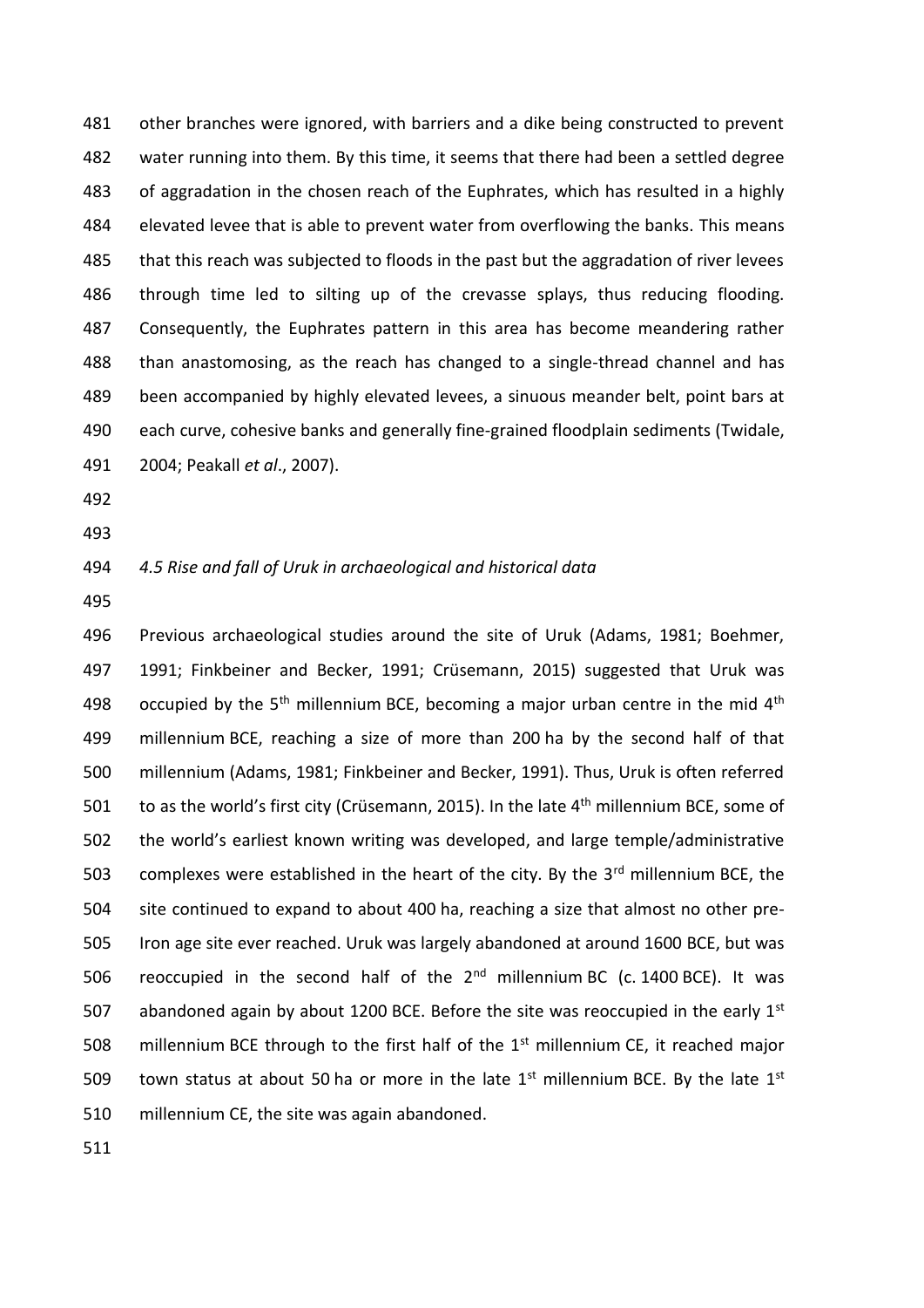other branches were ignored, with barriers and a dike being constructed to prevent water running into them. By this time, it seems that there had been a settled degree of aggradation in the chosen reach of the Euphrates, which has resulted in a highly elevated levee that is able to prevent water from overflowing the banks. This means that this reach was subjected to floods in the past but the aggradation of river levees through time led to silting up of the crevasse splays, thus reducing flooding. Consequently, the Euphrates pattern in this area has become meandering rather than anastomosing, as the reach has changed to a single-thread channel and has been accompanied by highly elevated levees, a sinuous meander belt, point bars at each curve, cohesive banks and generally fine-grained floodplain sediments (Twidale, 2004; Peakall *et al*., 2007).

### *4.5 Rise and fall of Uruk in archaeological and historical data*

Previous archaeological studies around the site of Uruk (Adams, 1981; Boehmer, 1991; Finkbeiner and Becker, 1991; Crüsemann, 2015) suggested that Uruk was occupied by the 5th millennium BCE, becoming a major urban centre in the mid 4th millennium BCE, reaching a size of more than 200 ha by the second half of that millennium (Adams, 1981; Finkbeiner and Becker, 1991). Thus, Uruk is often referred to as the world's first city (Crüsemann, 2015). In the late 4th millennium BCE, some of the world's earliest known writing was developed, and large temple/administrative complexes were established in the heart of the city. By the 3rd millennium BCE, the site continued to expand to about 400 ha, reaching a size that almost no other pre-Iron age site ever reached. Uruk was largely abandoned at around 1600 BCE, but was reoccupied in the second half of the 2nd millennium BC (c. 1400 BCE). It was abandoned again by about 1200 BCE. Before the site was reoccupied in the early 1st millennium BCE through to the first half of the 1st millennium CE, it reached major town status at about 50 ha or more in the late 1st millennium BCE. By the late 1st millennium CE, the site was again abandoned.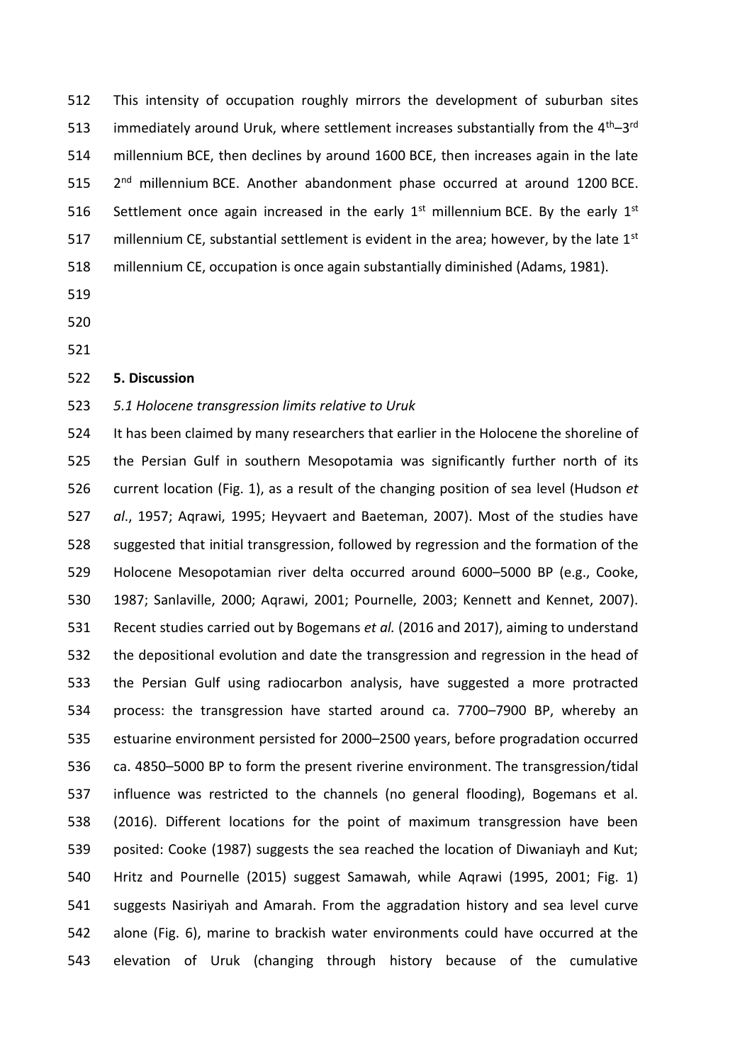This intensity of occupation roughly mirrors the development of suburban sites immediately around Uruk, where settlement increases substantially from the $4^{th}$–$3^{rd}$ millennium BCE, then declines by around 1600 BCE, then increases again in the late $2^{nd}$ millennium BCE. Another abandonment phase occurred at around 1200 BCE. Settlement once again increased in the early $1^{st}$ millennium BCE. By the early $1^{st}$ millennium CE, substantial settlement is evident in the area; however, by the late $1^{st}$ millennium CE, occupation is once again substantially diminished (Adams, 1981).

## 5. Discussion

### *5.1 Holocene transgression limits relative to Uruk*

It has been claimed by many researchers that earlier in the Holocene the shoreline of the Persian Gulf in southern Mesopotamia was significantly further north of its current location (Fig. 1), as a result of the changing position of sea level (Hudson *et al.*, 1957; Aqrawi, 1995; Heyvaert and Baeteman, 2007). Most of the studies have suggested that initial transgression, followed by regression and the formation of the Holocene Mesopotamian river delta occurred around 6000–5000 BP (e.g., Cooke, 1987; Sanlaville, 2000; Aqrawi, 2001; Pournelle, 2003; Kennett and Kennet, 2007). Recent studies carried out by Bogemans *et al.* (2016 and 2017), aiming to understand the depositional evolution and date the transgression and regression in the head of the Persian Gulf using radiocarbon analysis, have suggested a more protracted process: the transgression have started around ca. 7700–7900 BP, whereby an estuarine environment persisted for 2000–2500 years, before progradation occurred ca. 4850–5000 BP to form the present riverine environment. The transgression/tidal influence was restricted to the channels (no general flooding), Bogemans et al. (2016). Different locations for the point of maximum transgression have been posited: Cooke (1987) suggests the sea reached the location of Diwaniayh and Kut; Hritz and Pournelle (2015) suggest Samawah, while Aqrawi (1995, 2001; Fig. 1) suggests Nasiriyah and Amarah. From the aggradation history and sea level curve alone (Fig. 6), marine to brackish water environments could have occurred at the elevation of Uruk (changing through history because of the cumulative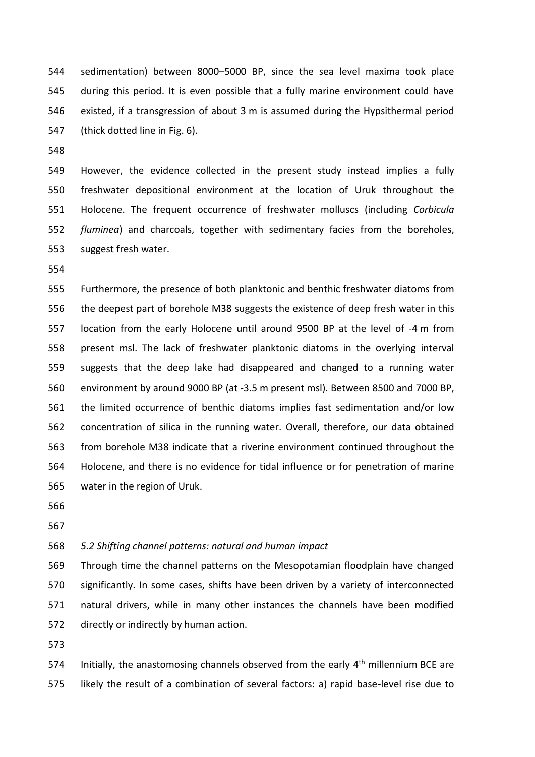sedimentation) between 8000–5000 BP, since the sea level maxima took place during this period. It is even possible that a fully marine environment could have existed, if a transgression of about 3 m is assumed during the Hypsithermal period (thick dotted line in Fig. 6).

However, the evidence collected in the present study instead implies a fully freshwater depositional environment at the location of Uruk throughout the Holocene. The frequent occurrence of freshwater molluscs (including *Corbicula fluminea*) and charcoals, together with sedimentary facies from the boreholes, suggest fresh water.

Furthermore, the presence of both planktonic and benthic freshwater diatoms from the deepest part of borehole M38 suggests the existence of deep fresh water in this location from the early Holocene until around 9500 BP at the level of -4 m from present msl. The lack of freshwater planktonic diatoms in the overlying interval suggests that the deep lake had disappeared and changed to a running water environment by around 9000 BP (at -3.5 m present msl). Between 8500 and 7000 BP, the limited occurrence of benthic diatoms implies fast sedimentation and/or low concentration of silica in the running water. Overall, therefore, our data obtained from borehole M38 indicate that a riverine environment continued throughout the Holocene, and there is no evidence for tidal influence or for penetration of marine water in the region of Uruk.

### *5.2 Shifting channel patterns: natural and human impact*

Through time the channel patterns on the Mesopotamian floodplain have changed significantly. In some cases, shifts have been driven by a variety of interconnected natural drivers, while in many other instances the channels have been modified directly or indirectly by human action.

Initially, the anastomosing channels observed from the early 4th millennium BCE are likely the result of a combination of several factors: a) rapid base-level rise due to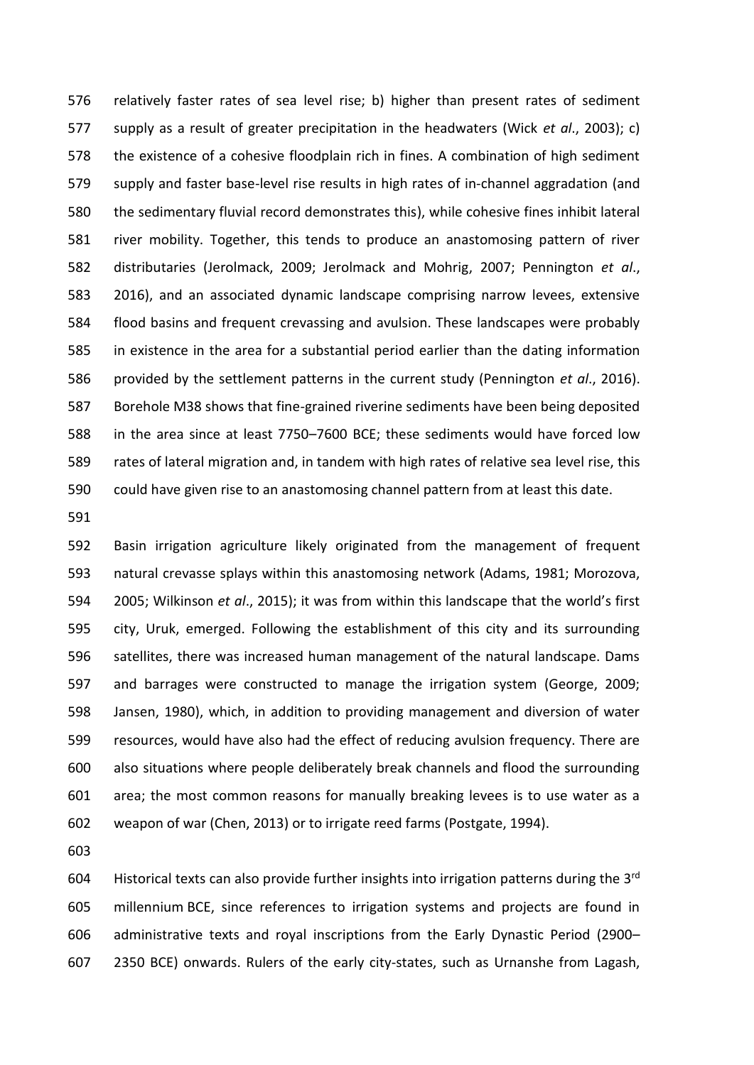relatively faster rates of sea level rise; b) higher than present rates of sediment supply as a result of greater precipitation in the headwaters (Wick *et al*., 2003); c) the existence of a cohesive floodplain rich in fines. A combination of high sediment supply and faster base-level rise results in high rates of in-channel aggradation (and the sedimentary fluvial record demonstrates this), while cohesive fines inhibit lateral river mobility. Together, this tends to produce an anastomosing pattern of river distributaries (Jerolmack, 2009; Jerolmack and Mohrig, 2007; Pennington *et al*., 2016), and an associated dynamic landscape comprising narrow levees, extensive flood basins and frequent crevassing and avulsion. These landscapes were probably in existence in the area for a substantial period earlier than the dating information provided by the settlement patterns in the current study (Pennington *et al*., 2016). Borehole M38 shows that fine-grained riverine sediments have been being deposited in the area since at least 7750–7600 BCE; these sediments would have forced low rates of lateral migration and, in tandem with high rates of relative sea level rise, this could have given rise to an anastomosing channel pattern from at least this date.

Basin irrigation agriculture likely originated from the management of frequent natural crevasse splays within this anastomosing network (Adams, 1981; Morozova, 2005; Wilkinson *et al*., 2015); it was from within this landscape that the world's first city, Uruk, emerged. Following the establishment of this city and its surrounding satellites, there was increased human management of the natural landscape. Dams and barrages were constructed to manage the irrigation system (George, 2009; Jansen, 1980), which, in addition to providing management and diversion of water resources, would have also had the effect of reducing avulsion frequency. There are also situations where people deliberately break channels and flood the surrounding area; the most common reasons for manually breaking levees is to use water as a weapon of war (Chen, 2013) or to irrigate reed farms (Postgate, 1994).

Historical texts can also provide further insights into irrigation patterns during the 3rd millennium BCE, since references to irrigation systems and projects are found in administrative texts and royal inscriptions from the Early Dynastic Period (2900–2350 BCE) onwards. Rulers of the early city-states, such as Urnanshe from Lagash,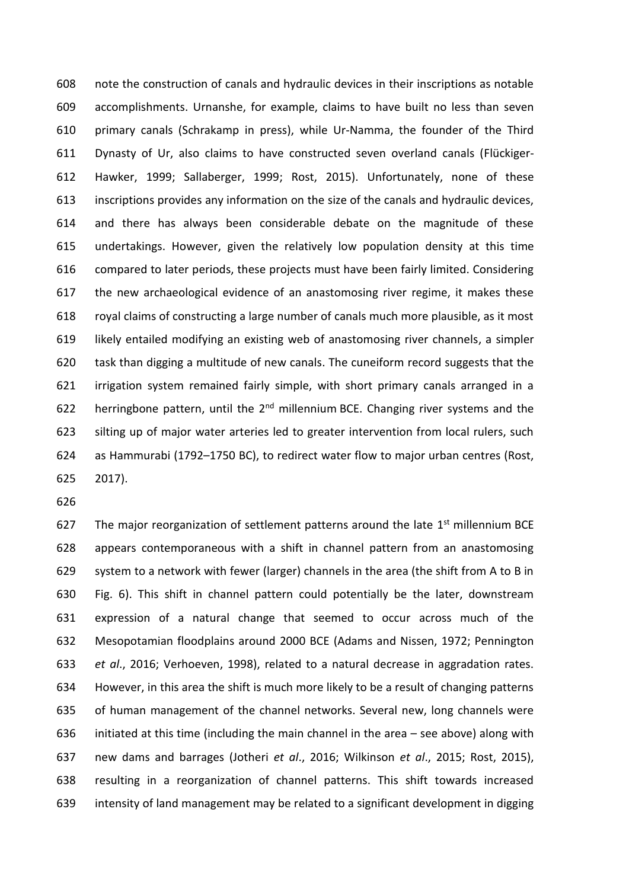note the construction of canals and hydraulic devices in their inscriptions as notable accomplishments. Urnanshe, for example, claims to have built no less than seven primary canals (Schrakamp in press), while Ur-Namma, the founder of the Third Dynasty of Ur, also claims to have constructed seven overland canals (Flückiger-Hawker, 1999; Sallaberger, 1999; Rost, 2015). Unfortunately, none of these inscriptions provides any information on the size of the canals and hydraulic devices, and there has always been considerable debate on the magnitude of these undertakings. However, given the relatively low population density at this time compared to later periods, these projects must have been fairly limited. Considering the new archaeological evidence of an anastomosing river regime, it makes these royal claims of constructing a large number of canals much more plausible, as it most likely entailed modifying an existing web of anastomosing river channels, a simpler task than digging a multitude of new canals. The cuneiform record suggests that the irrigation system remained fairly simple, with short primary canals arranged in a herringbone pattern, until the 2nd millennium BCE. Changing river systems and the silting up of major water arteries led to greater intervention from local rulers, such as Hammurabi (1792–1750 BC), to redirect water flow to major urban centres (Rost, 2017).

The major reorganization of settlement patterns around the late 1st millennium BCE appears contemporaneous with a shift in channel pattern from an anastomosing system to a network with fewer (larger) channels in the area (the shift from A to B in Fig. 6). This shift in channel pattern could potentially be the later, downstream expression of a natural change that seemed to occur across much of the Mesopotamian floodplains around 2000 BCE (Adams and Nissen, 1972; Pennington *et al*., 2016; Verhoeven, 1998), related to a natural decrease in aggradation rates. However, in this area the shift is much more likely to be a result of changing patterns of human management of the channel networks. Several new, long channels were initiated at this time (including the main channel in the area – see above) along with new dams and barrages (Jotheri *et al*., 2016; Wilkinson *et al*., 2015; Rost, 2015), resulting in a reorganization of channel patterns. This shift towards increased intensity of land management may be related to a significant development in digging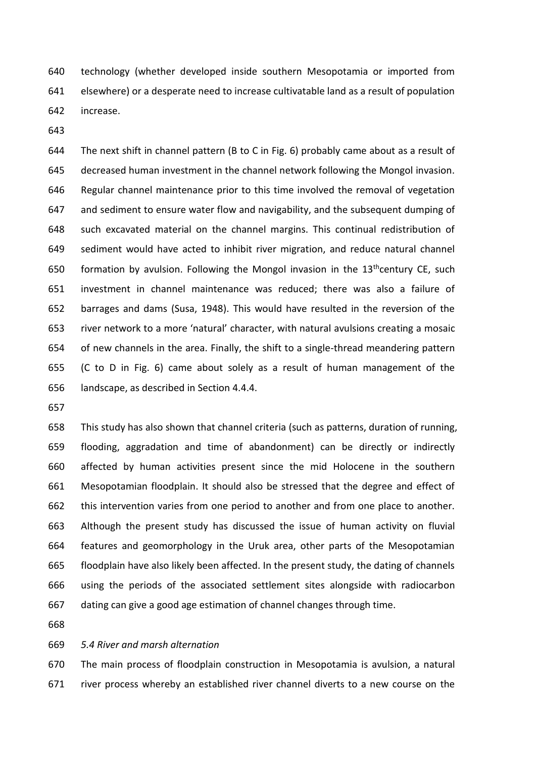technology (whether developed inside southern Mesopotamia or imported from elsewhere) or a desperate need to increase cultivatable land as a result of population increase.

The next shift in channel pattern (B to C in Fig. 6) probably came about as a result of decreased human investment in the channel network following the Mongol invasion. Regular channel maintenance prior to this time involved the removal of vegetation and sediment to ensure water flow and navigability, and the subsequent dumping of such excavated material on the channel margins. This continual redistribution of sediment would have acted to inhibit river migration, and reduce natural channel formation by avulsion. Following the Mongol invasion in the 13th century CE, such investment in channel maintenance was reduced; there was also a failure of barrages and dams (Susa, 1948). This would have resulted in the reversion of the river network to a more 'natural' character, with natural avulsions creating a mosaic of new channels in the area. Finally, the shift to a single-thread meandering pattern (C to D in Fig. 6) came about solely as a result of human management of the landscape, as described in Section 4.4.4.

This study has also shown that channel criteria (such as patterns, duration of running, flooding, aggradation and time of abandonment) can be directly or indirectly affected by human activities present since the mid Holocene in the southern Mesopotamian floodplain. It should also be stressed that the degree and effect of this intervention varies from one period to another and from one place to another. Although the present study has discussed the issue of human activity on fluvial features and geomorphology in the Uruk area, other parts of the Mesopotamian floodplain have also likely been affected. In the present study, the dating of channels using the periods of the associated settlement sites alongside with radiocarbon dating can give a good age estimation of channel changes through time.

*5.4 River and marsh alternation*

The main process of floodplain construction in Mesopotamia is avulsion, a natural river process whereby an established river channel diverts to a new course on the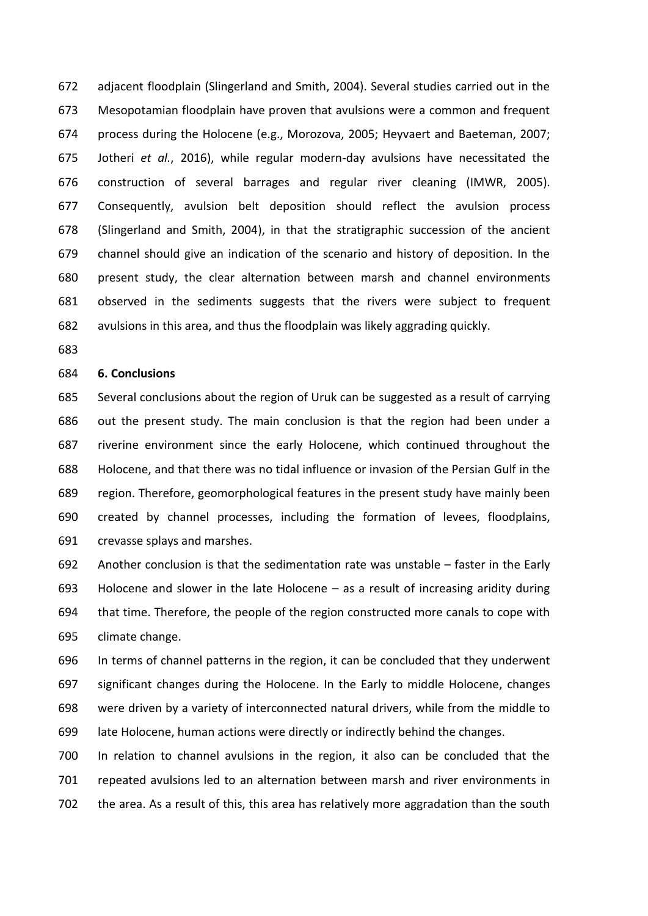adjacent floodplain (Slingerland and Smith, 2004). Several studies carried out in the Mesopotamian floodplain have proven that avulsions were a common and frequent process during the Holocene (e.g., Morozova, 2005; Heyvaert and Baeteman, 2007; Jotheri *et al.*, 2016), while regular modern-day avulsions have necessitated the construction of several barrages and regular river cleaning (IMWR, 2005). Consequently, avulsion belt deposition should reflect the avulsion process (Slingerland and Smith, 2004), in that the stratigraphic succession of the ancient channel should give an indication of the scenario and history of deposition. In the present study, the clear alternation between marsh and channel environments observed in the sediments suggests that the rivers were subject to frequent avulsions in this area, and thus the floodplain was likely aggrading quickly.

## 6. Conclusions

Several conclusions about the region of Uruk can be suggested as a result of carrying out the present study. The main conclusion is that the region had been under a riverine environment since the early Holocene, which continued throughout the Holocene, and that there was no tidal influence or invasion of the Persian Gulf in the region. Therefore, geomorphological features in the present study have mainly been created by channel processes, including the formation of levees, floodplains, crevasse splays and marshes.

Another conclusion is that the sedimentation rate was unstable – faster in the Early Holocene and slower in the late Holocene – as a result of increasing aridity during that time. Therefore, the people of the region constructed more canals to cope with climate change.

In terms of channel patterns in the region, it can be concluded that they underwent significant changes during the Holocene. In the Early to middle Holocene, changes were driven by a variety of interconnected natural drivers, while from the middle to late Holocene, human actions were directly or indirectly behind the changes.

In relation to channel avulsions in the region, it also can be concluded that the repeated avulsions led to an alternation between marsh and river environments in the area. As a result of this, this area has relatively more aggradation than the south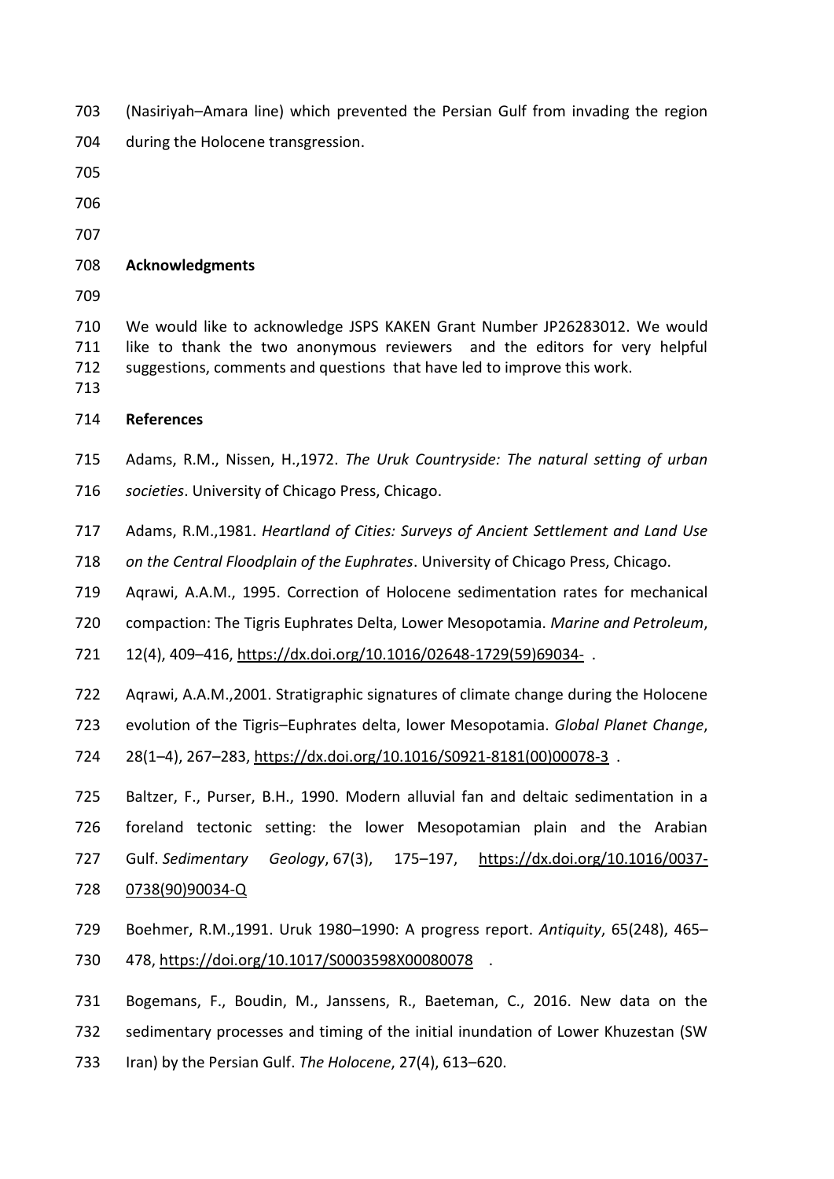(Nasiriyah–Amara line) which prevented the Persian Gulf from invading the region during the Holocene transgression.

## Acknowledgments

We would like to acknowledge JSPS KAKEN Grant Number JP26283012. We would like to thank the two anonymous reviewers and the editors for very helpful suggestions, comments and questions that have led to improve this work.

## References

Adams, R.M., Nissen, H.,1972. *The Uruk Countryside: The natural setting of urban societies*. University of Chicago Press, Chicago.

Adams, R.M.,1981. *Heartland of Cities: Surveys of Ancient Settlement and Land Use on the Central Floodplain of the Euphrates*. University of Chicago Press, Chicago.

Aqrawi, A.A.M., 1995. Correction of Holocene sedimentation rates for mechanical compaction: The Tigris Euphrates Delta, Lower Mesopotamia. *Marine and Petroleum*, 12(4), 409–416, https://dx.doi.org/10.1016/02648-1729(59)69034- .

Aqrawi, A.A.M.,2001. Stratigraphic signatures of climate change during the Holocene evolution of the Tigris–Euphrates delta, lower Mesopotamia. *Global Planet Change*, 28(1–4), 267–283, https://dx.doi.org/10.1016/S0921-8181(00)00078-3 .

Baltzer, F., Purser, B.H., 1990. Modern alluvial fan and deltaic sedimentation in a foreland tectonic setting: the lower Mesopotamian plain and the Arabian Gulf. *Sedimentary Geology*, 67(3), 175–197, https://dx.doi.org/10.1016/0037-0738(90)90034-Q

Boehmer, R.M.,1991. Uruk 1980–1990: A progress report. *Antiquity*, 65(248), 465–478, https://doi.org/10.1017/S0003598X00080078 .

Bogemans, F., Boudin, M., Janssens, R., Baeteman, C., 2016. New data on the sedimentary processes and timing of the initial inundation of Lower Khuzestan (SW Iran) by the Persian Gulf. *The Holocene*, 27(4), 613–620.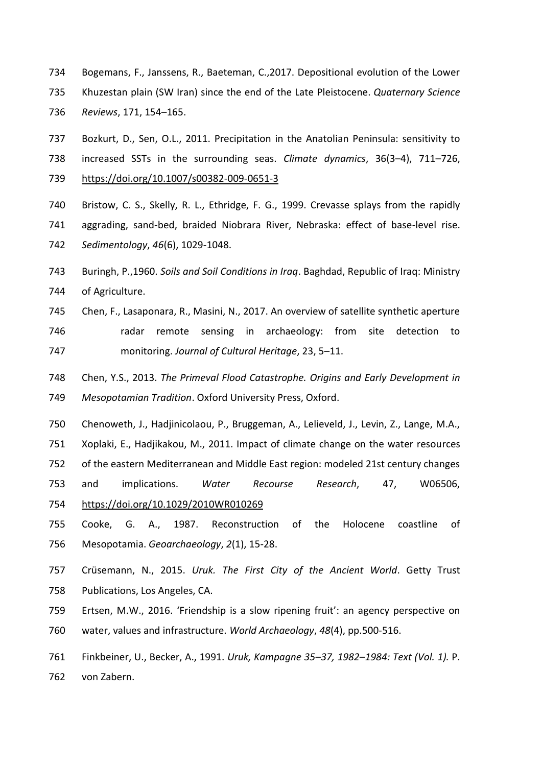Bogemans, F., Janssens, R., Baeteman, C.,2017. Depositional evolution of the Lower Khuzestan plain (SW Iran) since the end of the Late Pleistocene. *Quaternary Science Reviews*, 171, 154–165.

Bozkurt, D., Sen, O.L., 2011. Precipitation in the Anatolian Peninsula: sensitivity to increased SSTs in the surrounding seas. *Climate dynamics*, 36(3–4), 711–726, https://doi.org/10.1007/s00382-009-0651-3

Bristow, C. S., Skelly, R. L., Ethridge, F. G., 1999. Crevasse splays from the rapidly aggrading, sand-bed, braided Niobrara River, Nebraska: effect of base-level rise. *Sedimentology*, *46*(6), 1029-1048.

Buringh, P.,1960. *Soils and Soil Conditions in Iraq*. Baghdad, Republic of Iraq: Ministry of Agriculture.

Chen, F., Lasaponara, R., Masini, N., 2017. An overview of satellite synthetic aperture radar remote sensing in archaeology: from site detection to monitoring. *Journal of Cultural Heritage*, 23, 5–11.

Chen, Y.S., 2013. *The Primeval Flood Catastrophe. Origins and Early Development in Mesopotamian Tradition*. Oxford University Press, Oxford.

Chenoweth, J., Hadjinicolaou, P., Bruggeman, A., Lelieveld, J., Levin, Z., Lange, M.A., Xoplaki, E., Hadjikakou, M., 2011. Impact of climate change on the water resources of the eastern Mediterranean and Middle East region: modeled 21st century changes and implications. *Water Recourse Research*, 47, W06506, https://doi.org/10.1029/2010WR010269

Cooke, G. A., 1987. Reconstruction of the Holocene coastline of Mesopotamia. *Geoarchaeology*, *2*(1), 15-28.

Crüsemann, N., 2015. *Uruk. The First City of the Ancient World*. Getty Trust Publications, Los Angeles, CA.

Ertsen, M.W., 2016. 'Friendship is a slow ripening fruit': an agency perspective on water, values and infrastructure. *World Archaeology*, *48*(4), pp.500-516.

Finkbeiner, U., Becker, A., 1991. *Uruk, Kampagne 35–37, 1982–1984: Text (Vol. 1).* P. von Zabern.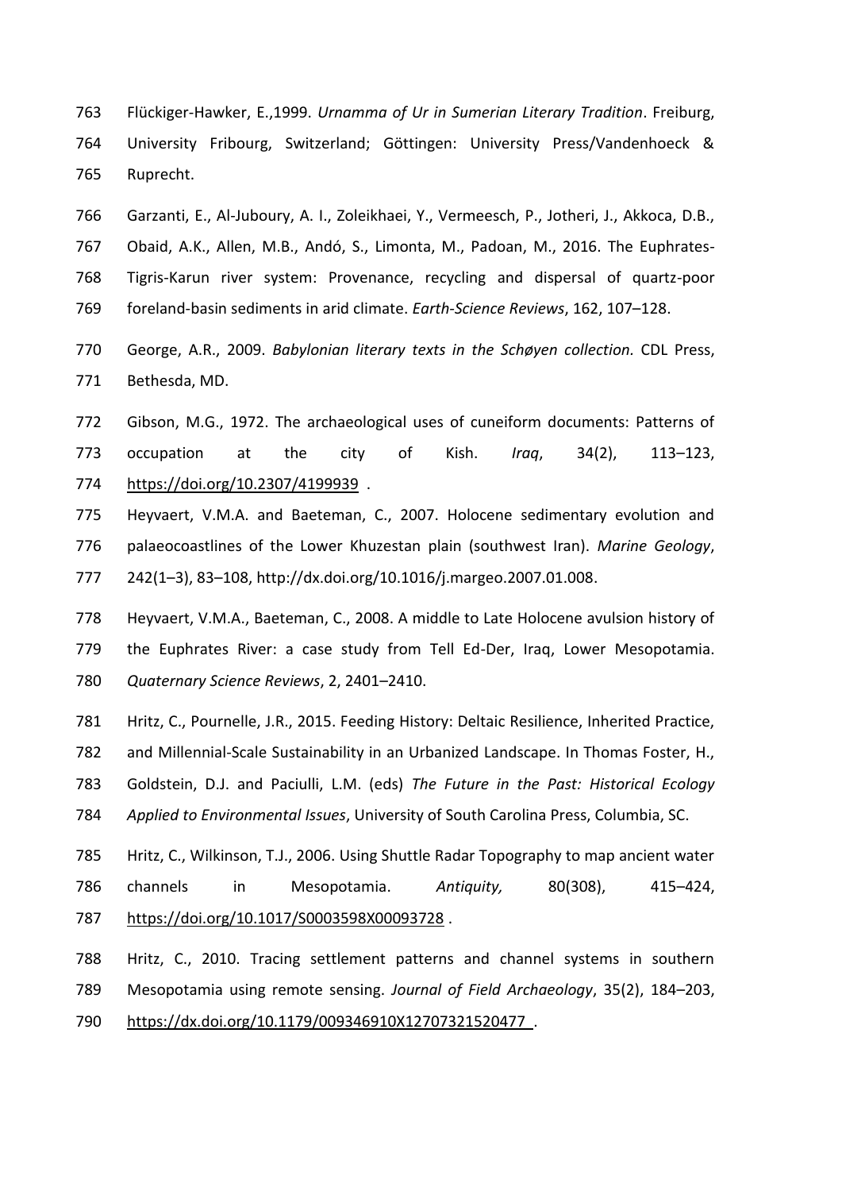Flückiger-Hawker, E.,1999. *Urnamma of Ur in Sumerian Literary Tradition*. Freiburg, University Fribourg, Switzerland; Göttingen: University Press/Vandenhoeck & Ruprecht.

Garzanti, E., Al-Juboury, A. I., Zoleikhaei, Y., Vermeesch, P., Jotheri, J., Akkoca, D.B., Obaid, A.K., Allen, M.B., Andó, S., Limonta, M., Padoan, M., 2016. The Euphrates-Tigris-Karun river system: Provenance, recycling and dispersal of quartz-poor foreland-basin sediments in arid climate. *Earth-Science Reviews*, 162, 107–128.

George, A.R., 2009. *Babylonian literary texts in the Schøyen collection.* CDL Press, Bethesda, MD.

Gibson, M.G., 1972. The archaeological uses of cuneiform documents: Patterns of occupation at the city of Kish. *Iraq*, 34(2), 113–123, https://doi.org/10.2307/4199939 .

Heyvaert, V.M.A. and Baeteman, C., 2007. Holocene sedimentary evolution and palaeocoastlines of the Lower Khuzestan plain (southwest Iran). *Marine Geology*, 242(1–3), 83–108, http://dx.doi.org/10.1016/j.margeo.2007.01.008.

Heyvaert, V.M.A., Baeteman, C., 2008. A middle to Late Holocene avulsion history of the Euphrates River: a case study from Tell Ed-Der, Iraq, Lower Mesopotamia. *Quaternary Science Reviews*, 2, 2401–2410.

Hritz, C., Pournelle, J.R., 2015. Feeding History: Deltaic Resilience, Inherited Practice, and Millennial-Scale Sustainability in an Urbanized Landscape. In Thomas Foster, H., Goldstein, D.J. and Paciulli, L.M. (eds) *The Future in the Past: Historical Ecology Applied to Environmental Issues*, University of South Carolina Press, Columbia, SC.

Hritz, C., Wilkinson, T.J., 2006. Using Shuttle Radar Topography to map ancient water channels in Mesopotamia. *Antiquity,* 80(308), 415–424, https://doi.org/10.1017/S0003598X00093728 .

Hritz, C., 2010. Tracing settlement patterns and channel systems in southern Mesopotamia using remote sensing. *Journal of Field Archaeology*, 35(2), 184–203, https://dx.doi.org/10.1179/009346910X12707321520477 .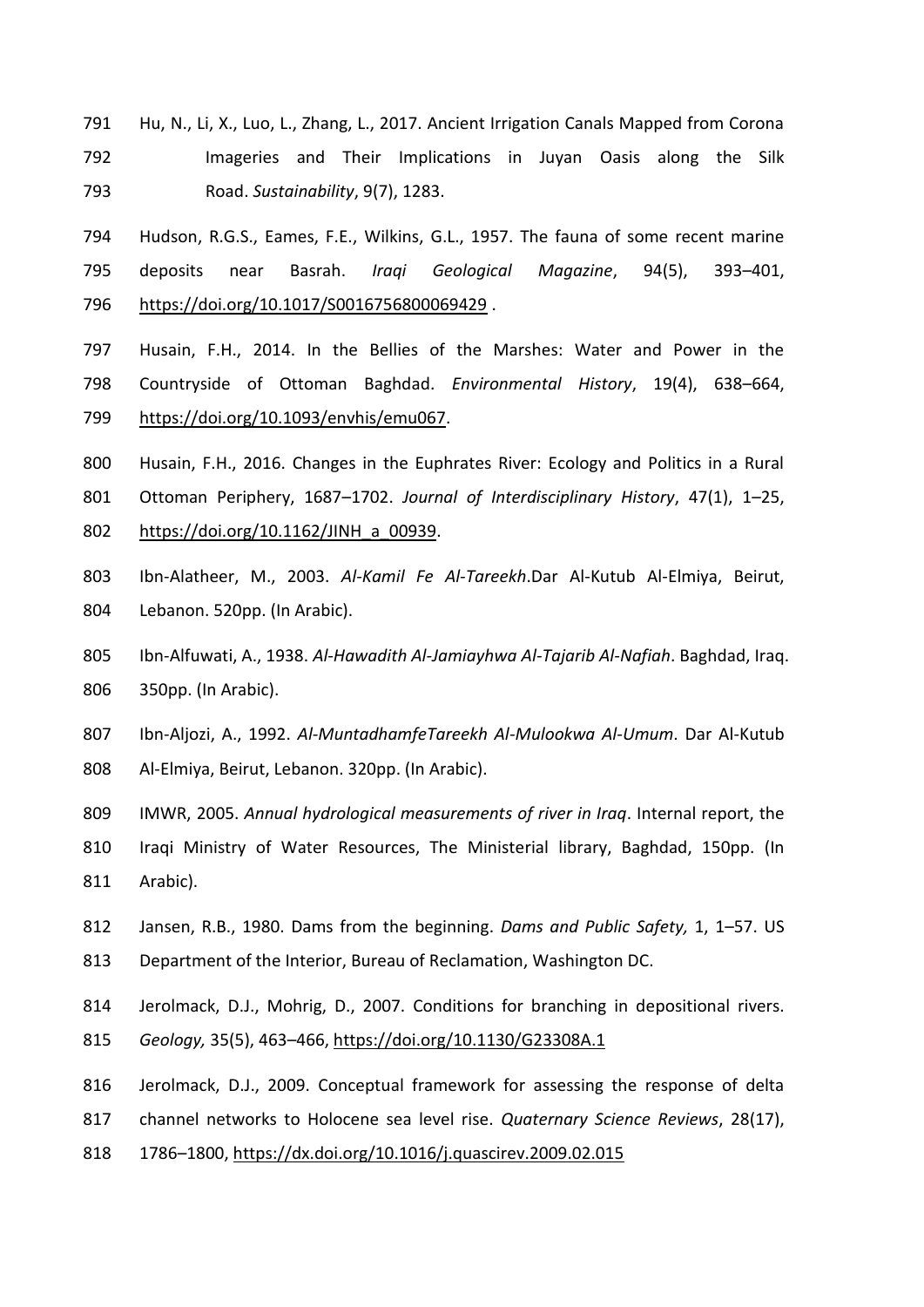Hu, N., Li, X., Luo, L., Zhang, L., 2017. Ancient Irrigation Canals Mapped from Corona Imageries and Their Implications in Juyan Oasis along the Silk Road. *Sustainability*, 9(7), 1283.

Hudson, R.G.S., Eames, F.E., Wilkins, G.L., 1957. The fauna of some recent marine deposits near Basrah. *Iraqi Geological Magazine*, 94(5), 393–401, https://doi.org/10.1017/S0016756800069429 .

Husain, F.H., 2014. In the Bellies of the Marshes: Water and Power in the Countryside of Ottoman Baghdad. *Environmental History*, 19(4), 638–664, https://doi.org/10.1093/envhis/emu067.

Husain, F.H., 2016. Changes in the Euphrates River: Ecology and Politics in a Rural Ottoman Periphery, 1687–1702. *Journal of Interdisciplinary History*, 47(1), 1–25, https://doi.org/10.1162/JINH_a_00939.

Ibn-Alatheer, M., 2003. *Al-Kamil Fe Al-Tareekh*.Dar Al-Kutub Al-Elmiya, Beirut, Lebanon. 520pp. (In Arabic).

Ibn-Alfuwati, A., 1938. *Al-Hawadith Al-Jamiayhwa Al-Tajarib Al-Nafiah*. Baghdad, Iraq. 350pp. (In Arabic).

Ibn-Aljozi, A., 1992. *Al-MuntadhamfeTareekh Al-Mulookwa Al-Umum*. Dar Al-Kutub Al-Elmiya, Beirut, Lebanon. 320pp. (In Arabic).

IMWR, 2005. *Annual hydrological measurements of river in Iraq*. Internal report, the Iraqi Ministry of Water Resources, The Ministerial library, Baghdad, 150pp. (In Arabic).

Jansen, R.B., 1980. Dams from the beginning. *Dams and Public Safety,* 1, 1–57. US Department of the Interior, Bureau of Reclamation, Washington DC.

Jerolmack, D.J., Mohrig, D., 2007. Conditions for branching in depositional rivers. *Geology,* 35(5), 463–466, https://doi.org/10.1130/G23308A.1

Jerolmack, D.J., 2009. Conceptual framework for assessing the response of delta channel networks to Holocene sea level rise. *Quaternary Science Reviews*, 28(17), 1786–1800, https://dx.doi.org/10.1016/j.quascirev.2009.02.015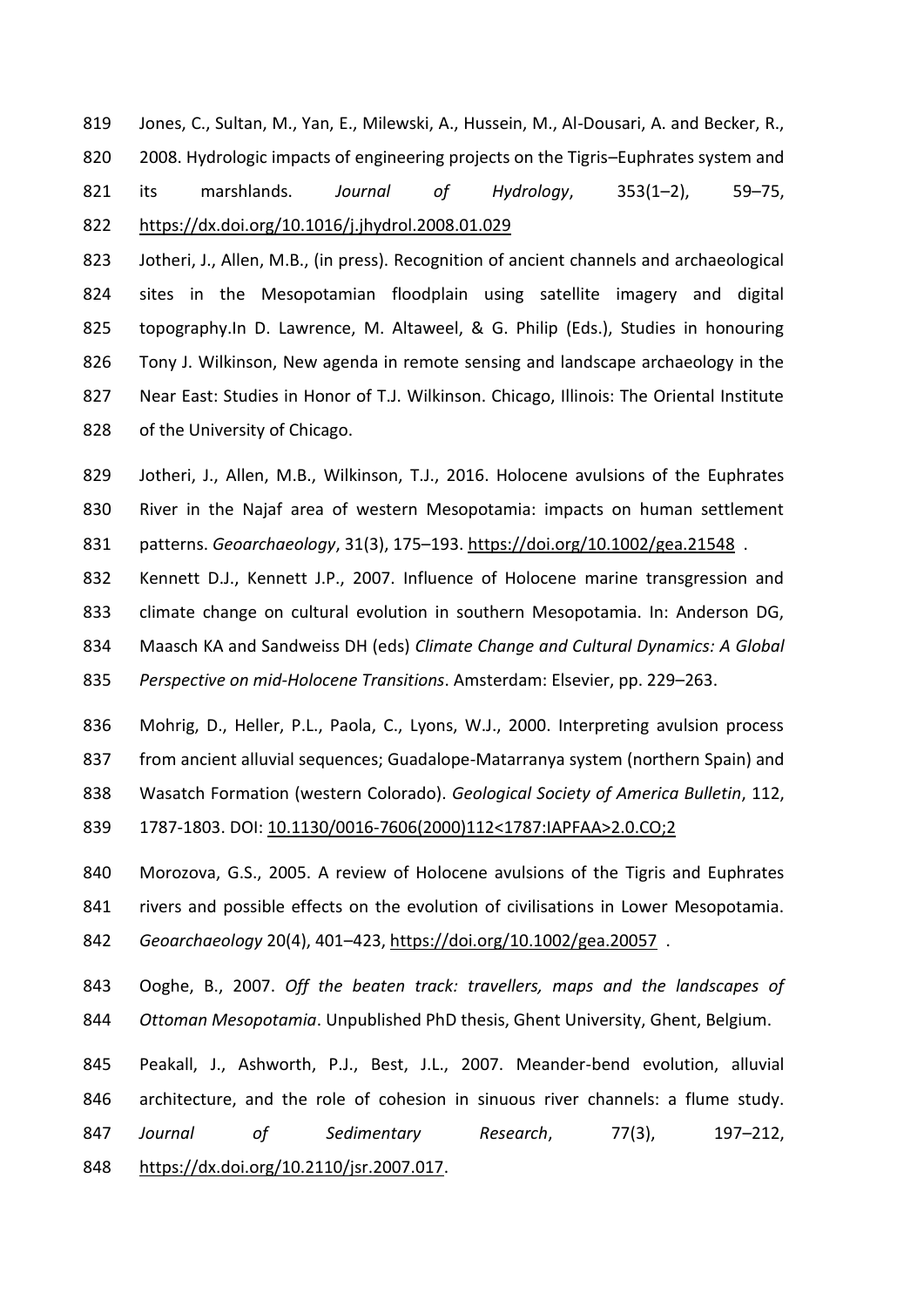Jones, C., Sultan, M., Yan, E., Milewski, A., Hussein, M., Al-Dousari, A. and Becker, R., 2008. Hydrologic impacts of engineering projects on the Tigris–Euphrates system and its marshlands. *Journal of Hydrology*, 353(1–2), 59–75, https://dx.doi.org/10.1016/j.jhydrol.2008.01.029

Jotheri, J., Allen, M.B., (in press). Recognition of ancient channels and archaeological sites in the Mesopotamian floodplain using satellite imagery and digital topography.In D. Lawrence, M. Altaweel, & G. Philip (Eds.), Studies in honouring Tony J. Wilkinson, New agenda in remote sensing and landscape archaeology in the Near East: Studies in Honor of T.J. Wilkinson. Chicago, Illinois: The Oriental Institute of the University of Chicago.

Jotheri, J., Allen, M.B., Wilkinson, T.J., 2016. Holocene avulsions of the Euphrates River in the Najaf area of western Mesopotamia: impacts on human settlement patterns. *Geoarchaeology*, 31(3), 175–193. https://doi.org/10.1002/gea.21548 .

Kennett D.J., Kennett J.P., 2007. Influence of Holocene marine transgression and climate change on cultural evolution in southern Mesopotamia. In: Anderson DG, Maasch KA and Sandweiss DH (eds) *Climate Change and Cultural Dynamics: A Global Perspective on mid-Holocene Transitions*. Amsterdam: Elsevier, pp. 229–263.

Mohrig, D., Heller, P.L., Paola, C., Lyons, W.J., 2000. Interpreting avulsion process from ancient alluvial sequences; Guadalope-Matarranya system (northern Spain) and Wasatch Formation (western Colorado). *Geological Society of America Bulletin*, 112, 1787-1803. DOI: 10.1130/0016-7606(2000)112<1787:IAPFAA>2.0.CO;2

Morozova, G.S., 2005. A review of Holocene avulsions of the Tigris and Euphrates rivers and possible effects on the evolution of civilisations in Lower Mesopotamia. *Geoarchaeology* 20(4), 401–423, https://doi.org/10.1002/gea.20057 .

Ooghe, B., 2007. *Off the beaten track: travellers, maps and the landscapes of Ottoman Mesopotamia*. Unpublished PhD thesis, Ghent University, Ghent, Belgium.

Peakall, J., Ashworth, P.J., Best, J.L., 2007. Meander-bend evolution, alluvial architecture, and the role of cohesion in sinuous river channels: a flume study. *Journal of Sedimentary Research*, 77(3), 197–212, https://dx.doi.org/10.2110/jsr.2007.017.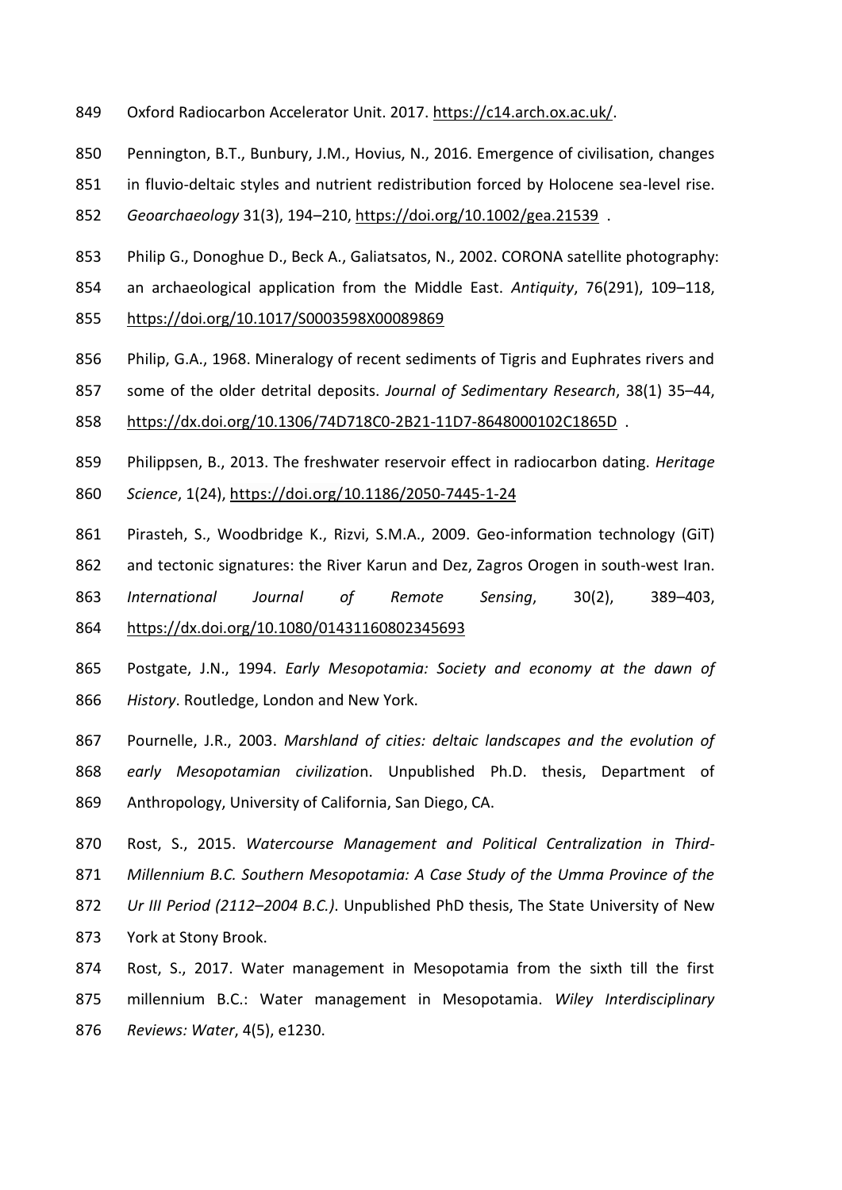Oxford Radiocarbon Accelerator Unit. 2017. https://c14.arch.ox.ac.uk/.

Pennington, B.T., Bunbury, J.M., Hovius, N., 2016. Emergence of civilisation, changes in fluvio-deltaic styles and nutrient redistribution forced by Holocene sea-level rise. *Geoarchaeology* 31(3), 194–210, https://doi.org/10.1002/gea.21539 .

Philip G., Donoghue D., Beck A., Galiatsatos, N., 2002. CORONA satellite photography: an archaeological application from the Middle East. *Antiquity*, 76(291), 109–118, https://doi.org/10.1017/S0003598X00089869

Philip, G.A., 1968. Mineralogy of recent sediments of Tigris and Euphrates rivers and some of the older detrital deposits. *Journal of Sedimentary Research*, 38(1) 35–44, https://dx.doi.org/10.1306/74D718C0-2B21-11D7-8648000102C1865D .

Philippsen, B., 2013. The freshwater reservoir effect in radiocarbon dating. *Heritage Science*, 1(24), https://doi.org/10.1186/2050-7445-1-24

Pirasteh, S., Woodbridge K., Rizvi, S.M.A., 2009. Geo-information technology (GiT) and tectonic signatures: the River Karun and Dez, Zagros Orogen in south-west Iran. *International Journal of Remote Sensing*, 30(2), 389–403, https://dx.doi.org/10.1080/01431160802345693

Postgate, J.N., 1994. *Early Mesopotamia: Society and economy at the dawn of History*. Routledge, London and New York.

Pournelle, J.R., 2003. *Marshland of cities: deltaic landscapes and the evolution of early Mesopotamian civilizatio*n. Unpublished Ph.D. thesis, Department of Anthropology, University of California, San Diego, CA.

Rost, S., 2015. *Watercourse Management and Political Centralization in Third-Millennium B.C. Southern Mesopotamia: A Case Study of the Umma Province of the Ur III Period (2112–2004 B.C.)*. Unpublished PhD thesis, The State University of New York at Stony Brook.

Rost, S., 2017. Water management in Mesopotamia from the sixth till the first millennium B.C.: Water management in Mesopotamia. *Wiley Interdisciplinary Reviews: Water*, 4(5), e1230.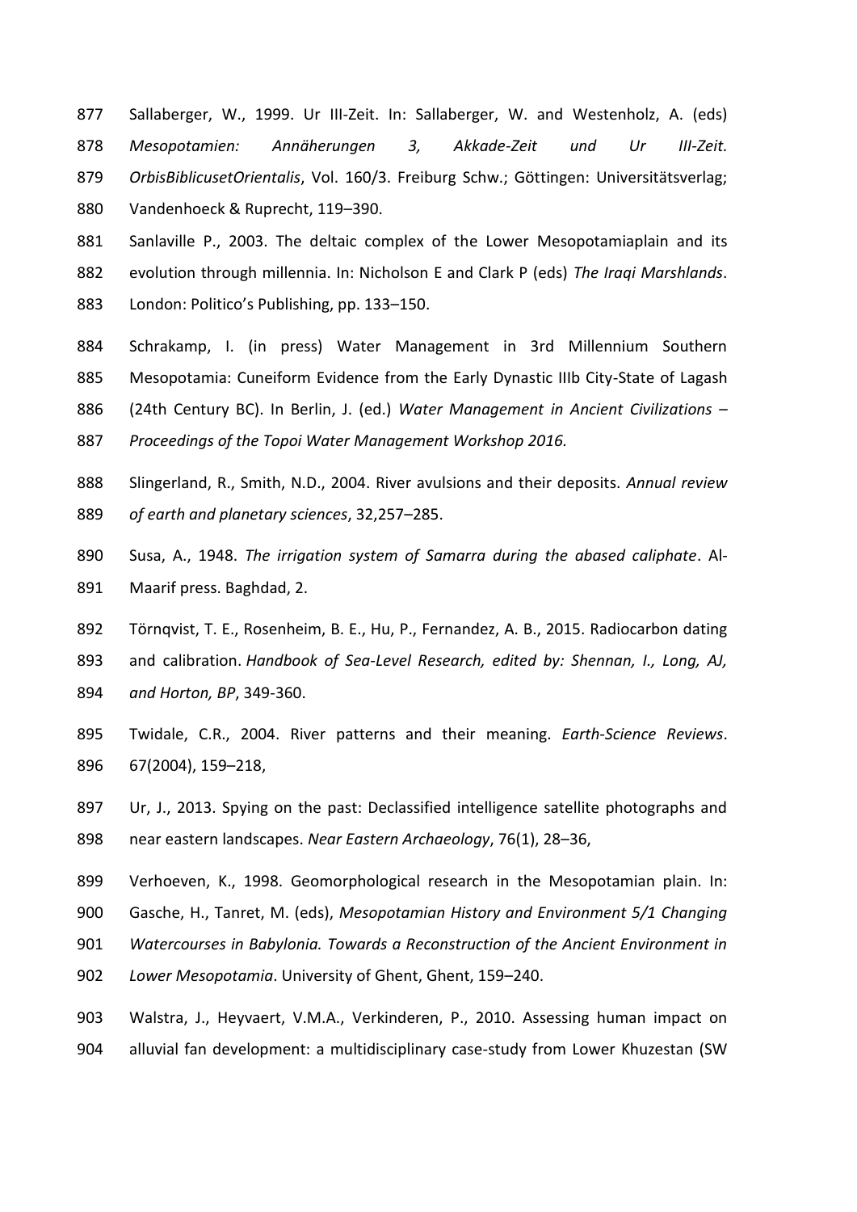Sallaberger, W., 1999. Ur III-Zeit. In: Sallaberger, W. and Westenholz, A. (eds) *Mesopotamien: Annäherungen 3, Akkade-Zeit und Ur III-Zeit. OrbisBiblicusetOrientalis*, Vol. 160/3. Freiburg Schw.; Göttingen: Universitätsverlag; Vandenhoeck & Ruprecht, 119–390.

Sanlaville P., 2003. The deltaic complex of the Lower Mesopotamiaplain and its evolution through millennia. In: Nicholson E and Clark P (eds) *The Iraqi Marshlands*. London: Politico's Publishing, pp. 133–150.

Schrakamp, I. (in press) Water Management in 3rd Millennium Southern Mesopotamia: Cuneiform Evidence from the Early Dynastic IIIb City-State of Lagash (24th Century BC). In Berlin, J. (ed.) *Water Management in Ancient Civilizations – Proceedings of the Topoi Water Management Workshop 2016.*

Slingerland, R., Smith, N.D., 2004. River avulsions and their deposits. *Annual review of earth and planetary sciences*, 32,257–285.

Susa, A., 1948. *The irrigation system of Samarra during the abased caliphate*. Al-Maarif press. Baghdad, 2.

Törnqvist, T. E., Rosenheim, B. E., Hu, P., Fernandez, A. B., 2015. Radiocarbon dating and calibration. *Handbook of Sea-Level Research, edited by: Shennan, I., Long, AJ, and Horton, BP*, 349-360.

Twidale, C.R., 2004. River patterns and their meaning. *Earth-Science Reviews*. 67(2004), 159–218,

Ur, J., 2013. Spying on the past: Declassified intelligence satellite photographs and near eastern landscapes. *Near Eastern Archaeology*, 76(1), 28–36,

Verhoeven, K., 1998. Geomorphological research in the Mesopotamian plain. In: Gasche, H., Tanret, M. (eds), *Mesopotamian History and Environment 5/1 Changing Watercourses in Babylonia. Towards a Reconstruction of the Ancient Environment in Lower Mesopotamia*. University of Ghent, Ghent, 159–240.

Walstra, J., Heyvaert, V.M.A., Verkinderen, P., 2010. Assessing human impact on alluvial fan development: a multidisciplinary case-study from Lower Khuzestan (SW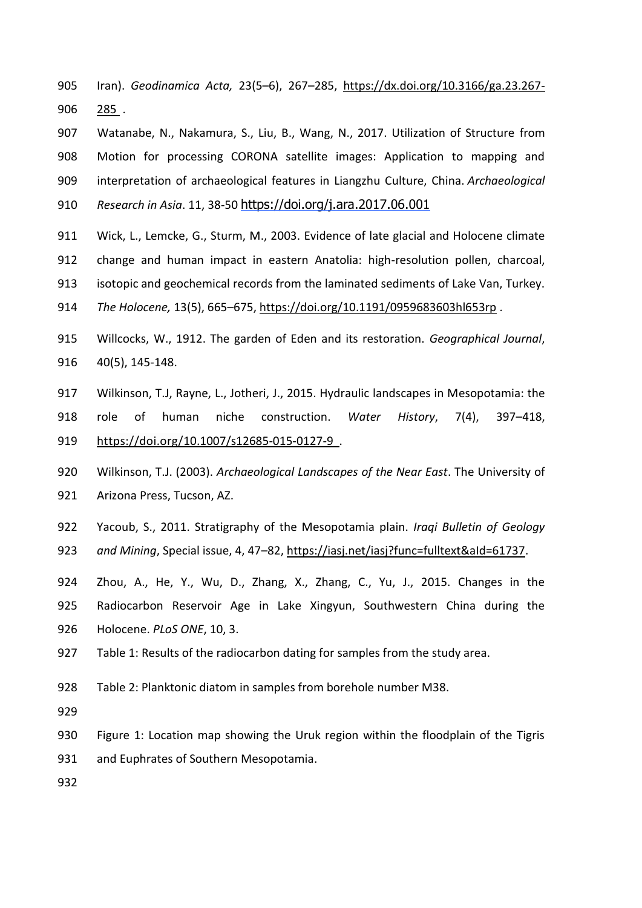Iran). *Geodinamica Acta,* 23(5–6), 267–285, https://dx.doi.org/10.3166/ga.23.267-285 .

Watanabe, N., Nakamura, S., Liu, B., Wang, N., 2017. Utilization of Structure from Motion for processing CORONA satellite images: Application to mapping and interpretation of archaeological features in Liangzhu Culture, China. *Archaeological Research in Asia*. 11, 38-50 https://doi.org/j.ara.2017.06.001

Wick, L., Lemcke, G., Sturm, M., 2003. Evidence of late glacial and Holocene climate change and human impact in eastern Anatolia: high-resolution pollen, charcoal, isotopic and geochemical records from the laminated sediments of Lake Van, Turkey. *The Holocene,* 13(5), 665–675, https://doi.org/10.1191/0959683603hl653rp .

Willcocks, W., 1912. The garden of Eden and its restoration. *Geographical Journal*, 40(5), 145-148.

Wilkinson, T.J, Rayne, L., Jotheri, J., 2015. Hydraulic landscapes in Mesopotamia: the role of human niche construction. *Water History*, 7(4), 397–418, https://doi.org/10.1007/s12685-015-0127-9 .

Wilkinson, T.J. (2003). *Archaeological Landscapes of the Near East*. The University of Arizona Press, Tucson, AZ.

Yacoub, S., 2011. Stratigraphy of the Mesopotamia plain. *Iraqi Bulletin of Geology and Mining*, Special issue, 4, 47–82, https://iasj.net/iasj?func=fulltext&aId=61737.

Zhou, A., He, Y., Wu, D., Zhang, X., Zhang, C., Yu, J., 2015. Changes in the Radiocarbon Reservoir Age in Lake Xingyun, Southwestern China during the Holocene. *PLoS ONE*, 10, 3.

Table 1: Results of the radiocarbon dating for samples from the study area.

Table 2: Planktonic diatom in samples from borehole number M38.

Figure 1: Location map showing the Uruk region within the floodplain of the Tigris and Euphrates of Southern Mesopotamia.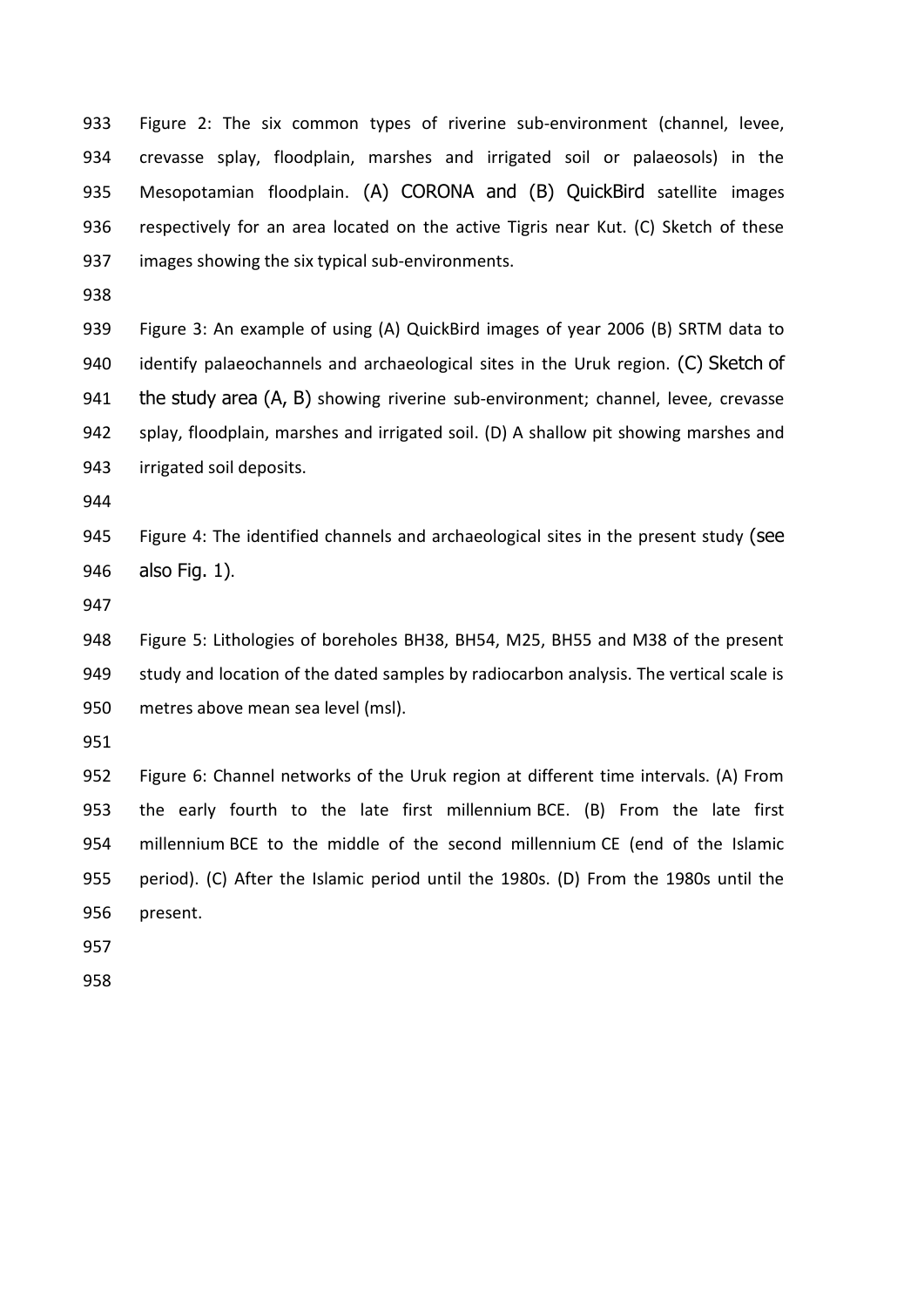Figure 2: The six common types of riverine sub-environment (channel, levee, crevasse splay, floodplain, marshes and irrigated soil or palaeosols) in the Mesopotamian floodplain. (A) CORONA and (B) QuickBird satellite images respectively for an area located on the active Tigris near Kut. (C) Sketch of these images showing the six typical sub-environments.

Figure 3: An example of using (A) QuickBird images of year 2006 (B) SRTM data to identify palaeochannels and archaeological sites in the Uruk region. (C) Sketch of the study area (A, B) showing riverine sub-environment; channel, levee, crevasse splay, floodplain, marshes and irrigated soil. (D) A shallow pit showing marshes and irrigated soil deposits.

Figure 4: The identified channels and archaeological sites in the present study (see also Fig. 1).

Figure 5: Lithologies of boreholes BH38, BH54, M25, BH55 and M38 of the present study and location of the dated samples by radiocarbon analysis. The vertical scale is metres above mean sea level (msl).

Figure 6: Channel networks of the Uruk region at different time intervals. (A) From the early fourth to the late first millennium BCE. (B) From the late first millennium BCE to the middle of the second millennium CE (end of the Islamic period). (C) After the Islamic period until the 1980s. (D) From the 1980s until the present.